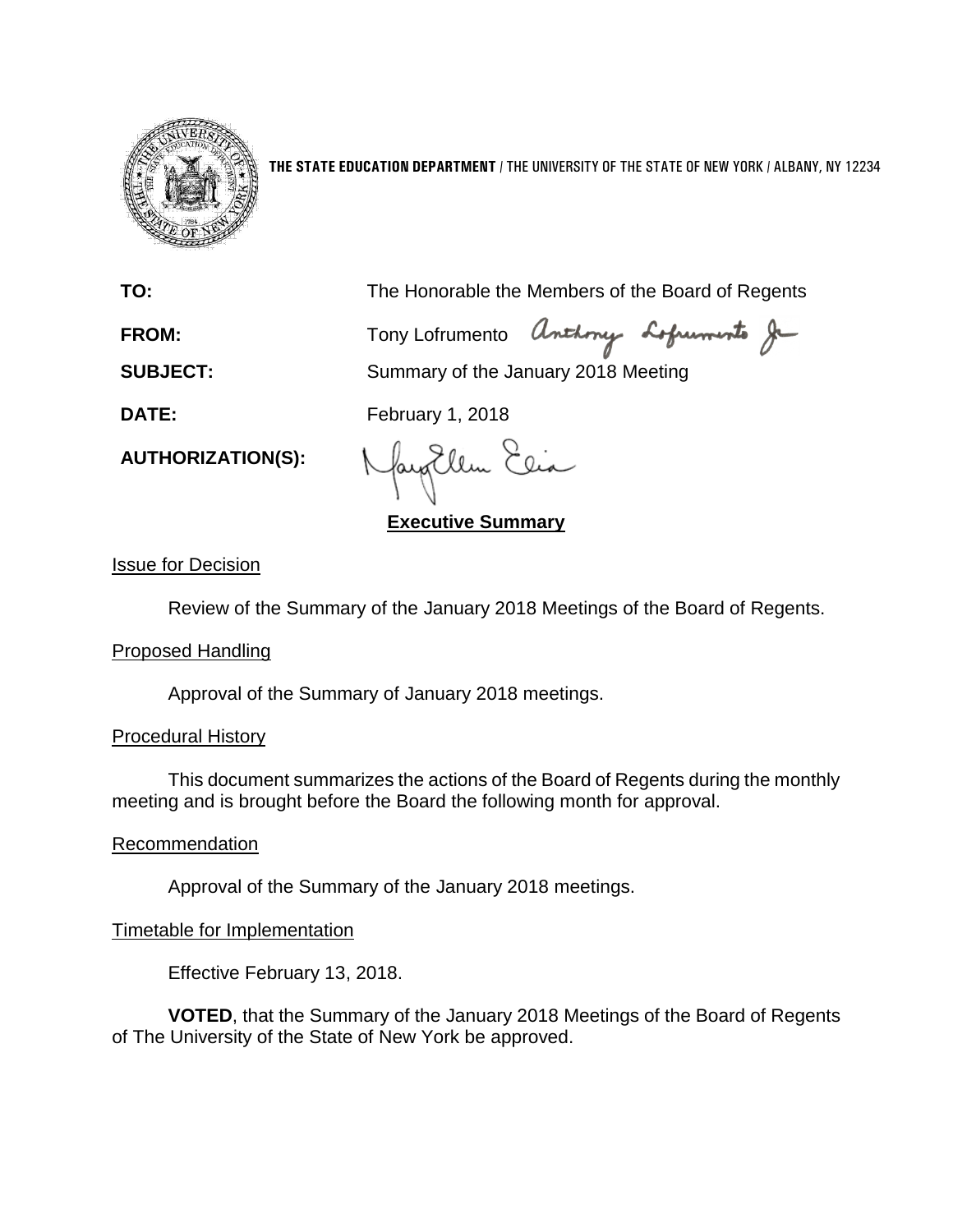**THE STATE EDUCATION DEPARTMENT** / THE UNIVERSITY OF THE STATE OF NEW YORK / ALBANY, NY 12234

**TO:** The Honorable the Members of the Board of Regents

**FROM:** Tony Lofrumento

**SUBJECT:** Summary of the January 2018 Meeting

**DATE:** February 1, 2018

**AUTHORIZATION(S):**

## Executive Summary

### Issue for Decision

Review of the Summary of the January 2018 Meetings of the Board of Regents.

### Proposed Handling

Approval of the Summary of January 2018 meetings.

### Procedural History

This document summarizes the actions of the Board of Regents during the monthly meeting and is brought before the Board the following month for approval.

### Recommendation

Approval of the Summary of the January 2018 meetings.

### Timetable for Implementation

Effective February 13, 2018.

**VOTED**, that the Summary of the January 2018 Meetings of the Board of Regents of The University of the State of New York be approved.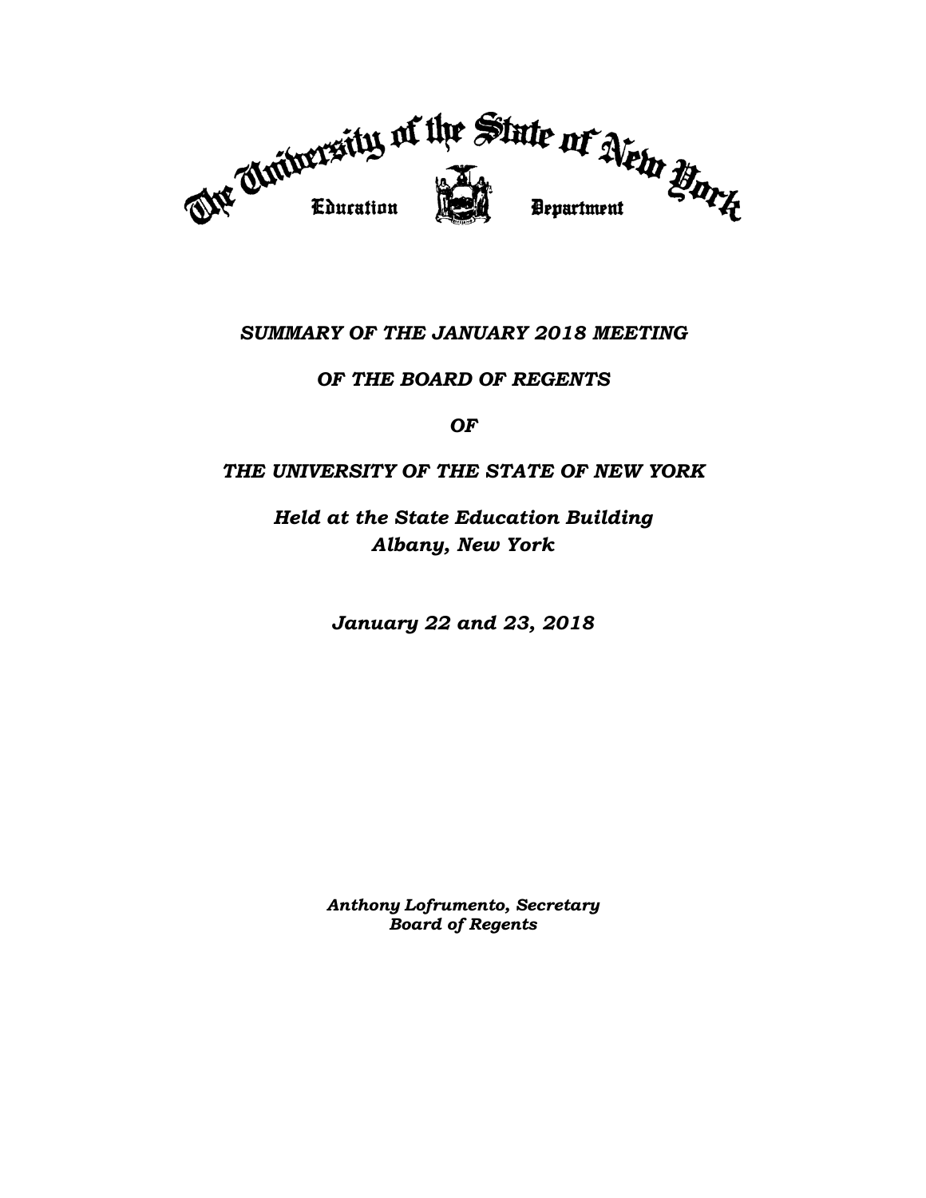The University of the State of New York

Education Department

*SUMMARY OF THE JANUARY 2018 MEETING*

*OF THE BOARD OF REGENTS*

*OF*

*THE UNIVERSITY OF THE STATE OF NEW YORK*

*Held at the State Education Building*
*Albany, New York*

*January 22 and 23, 2018*

*Anthony Lofrumento, Secretary*
*Board of Regents*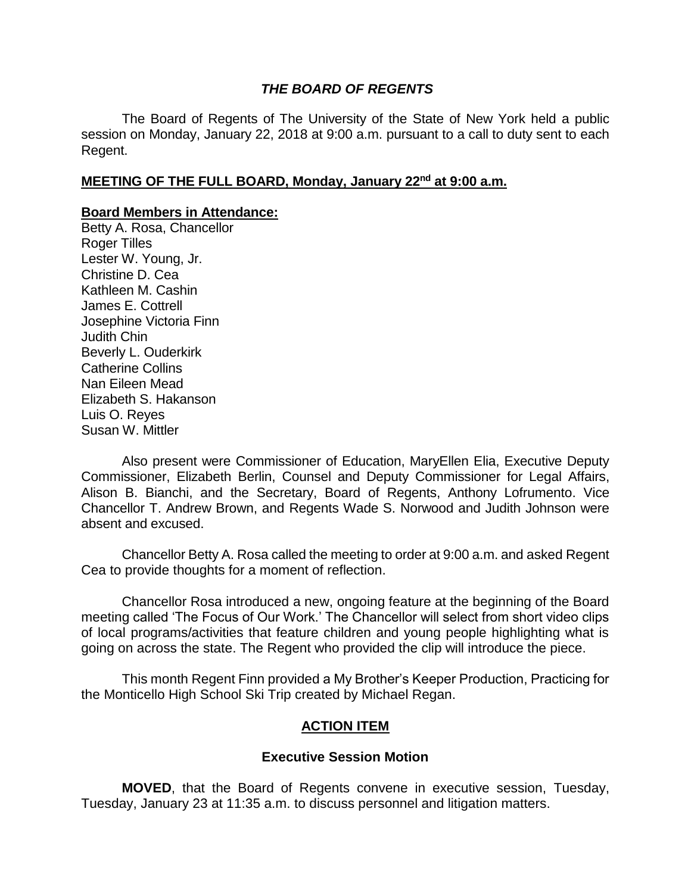## *THE BOARD OF REGENTS*

The Board of Regents of The University of the State of New York held a public session on Monday, January 22, 2018 at 9:00 a.m. pursuant to a call to duty sent to each Regent.

### **MEETING OF THE FULL BOARD, Monday, January 22nd at 9:00 a.m.**

**Board Members in Attendance:**

Betty A. Rosa, Chancellor
Roger Tilles
Lester W. Young, Jr.
Christine D. Cea
Kathleen M. Cashin
James E. Cottrell
Josephine Victoria Finn
Judith Chin
Beverly L. Ouderkirk
Catherine Collins
Nan Eileen Mead
Elizabeth S. Hakanson
Luis O. Reyes
Susan W. Mittler

Also present were Commissioner of Education, MaryEllen Elia, Executive Deputy Commissioner, Elizabeth Berlin, Counsel and Deputy Commissioner for Legal Affairs, Alison B. Bianchi, and the Secretary, Board of Regents, Anthony Lofrumento. Vice Chancellor T. Andrew Brown, and Regents Wade S. Norwood and Judith Johnson were absent and excused.

Chancellor Betty A. Rosa called the meeting to order at 9:00 a.m. and asked Regent Cea to provide thoughts for a moment of reflection.

Chancellor Rosa introduced a new, ongoing feature at the beginning of the Board meeting called 'The Focus of Our Work.' The Chancellor will select from short video clips of local programs/activities that feature children and young people highlighting what is going on across the state. The Regent who provided the clip will introduce the piece.

This month Regent Finn provided a My Brother's Keeper Production, Practicing for the Monticello High School Ski Trip created by Michael Regan.

### **ACTION ITEM**

#### **Executive Session Motion**

**MOVED**, that the Board of Regents convene in executive session, Tuesday, Tuesday, January 23 at 11:35 a.m. to discuss personnel and litigation matters.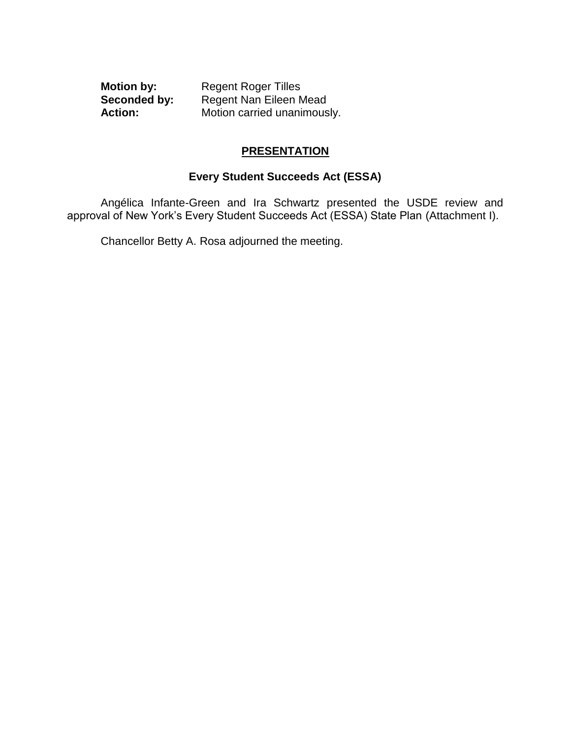**Motion by:** Regent Roger Tilles
**Seconded by:** Regent Nan Eileen Mead
**Action:** Motion carried unanimously.

## PRESENTATION

### Every Student Succeeds Act (ESSA)

Angélica Infante-Green and Ira Schwartz presented the USDE review and approval of New York's Every Student Succeeds Act (ESSA) State Plan (Attachment I).

Chancellor Betty A. Rosa adjourned the meeting.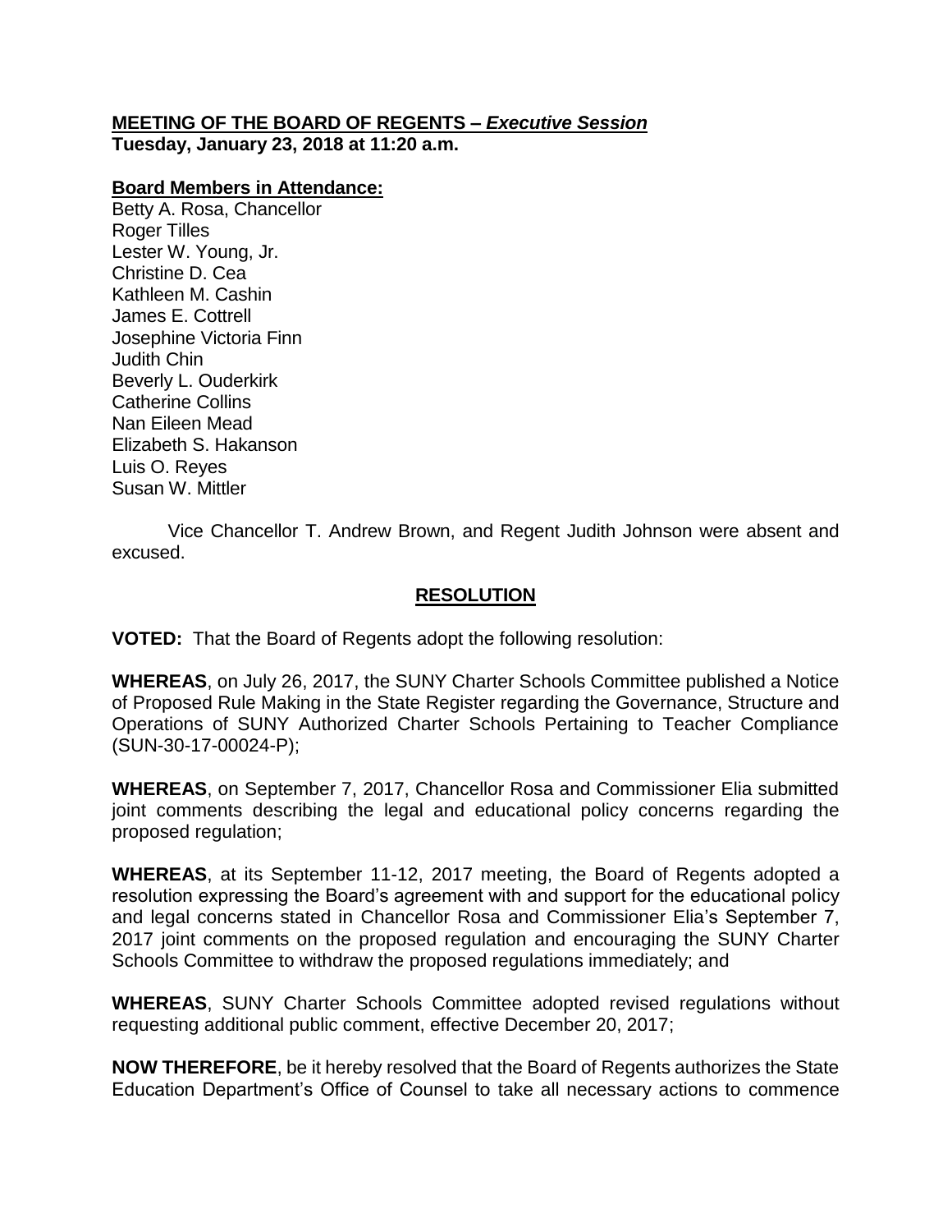**MEETING OF THE BOARD OF REGENTS – *Executive Session***
**Tuesday, January 23, 2018 at 11:20 a.m.**

**Board Members in Attendance:**
Betty A. Rosa, Chancellor
Roger Tilles
Lester W. Young, Jr.
Christine D. Cea
Kathleen M. Cashin
James E. Cottrell
Josephine Victoria Finn
Judith Chin
Beverly L. Ouderkirk
Catherine Collins
Nan Eileen Mead
Elizabeth S. Hakanson
Luis O. Reyes
Susan W. Mittler

Vice Chancellor T. Andrew Brown, and Regent Judith Johnson were absent and excused.

## RESOLUTION

**VOTED:** That the Board of Regents adopt the following resolution:

**WHEREAS**, on July 26, 2017, the SUNY Charter Schools Committee published a Notice of Proposed Rule Making in the State Register regarding the Governance, Structure and Operations of SUNY Authorized Charter Schools Pertaining to Teacher Compliance (SUN-30-17-00024-P);

**WHEREAS**, on September 7, 2017, Chancellor Rosa and Commissioner Elia submitted joint comments describing the legal and educational policy concerns regarding the proposed regulation;

**WHEREAS**, at its September 11-12, 2017 meeting, the Board of Regents adopted a resolution expressing the Board's agreement with and support for the educational policy and legal concerns stated in Chancellor Rosa and Commissioner Elia's September 7, 2017 joint comments on the proposed regulation and encouraging the SUNY Charter Schools Committee to withdraw the proposed regulations immediately; and

**WHEREAS**, SUNY Charter Schools Committee adopted revised regulations without requesting additional public comment, effective December 20, 2017;

**NOW THEREFORE**, be it hereby resolved that the Board of Regents authorizes the State Education Department's Office of Counsel to take all necessary actions to commence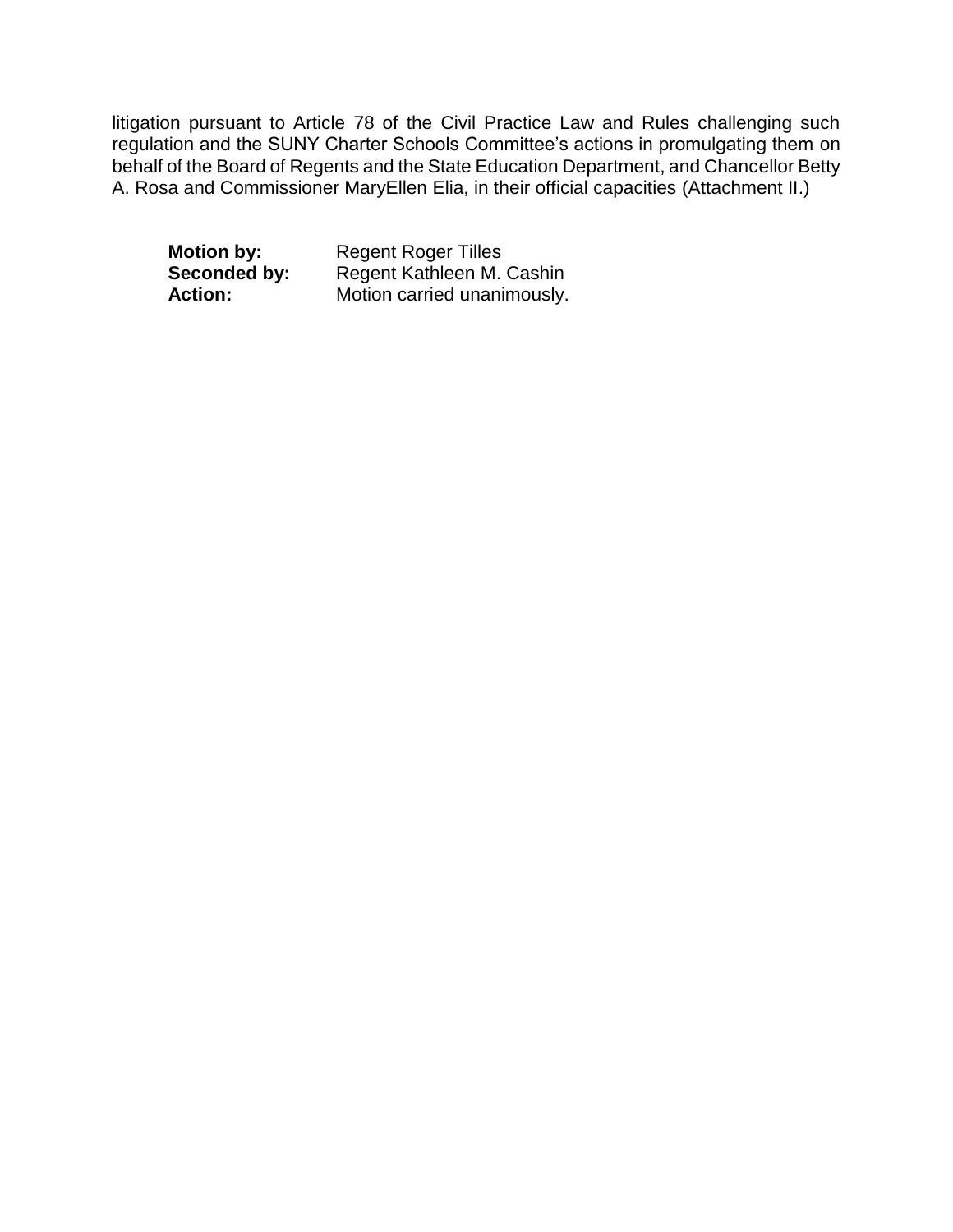litigation pursuant to Article 78 of the Civil Practice Law and Rules challenging such regulation and the SUNY Charter Schools Committee's actions in promulgating them on behalf of the Board of Regents and the State Education Department, and Chancellor Betty A. Rosa and Commissioner MaryEllen Elia, in their official capacities (Attachment II.)

**Motion by:** Regent Roger Tilles
**Seconded by:** Regent Kathleen M. Cashin
**Action:** Motion carried unanimously.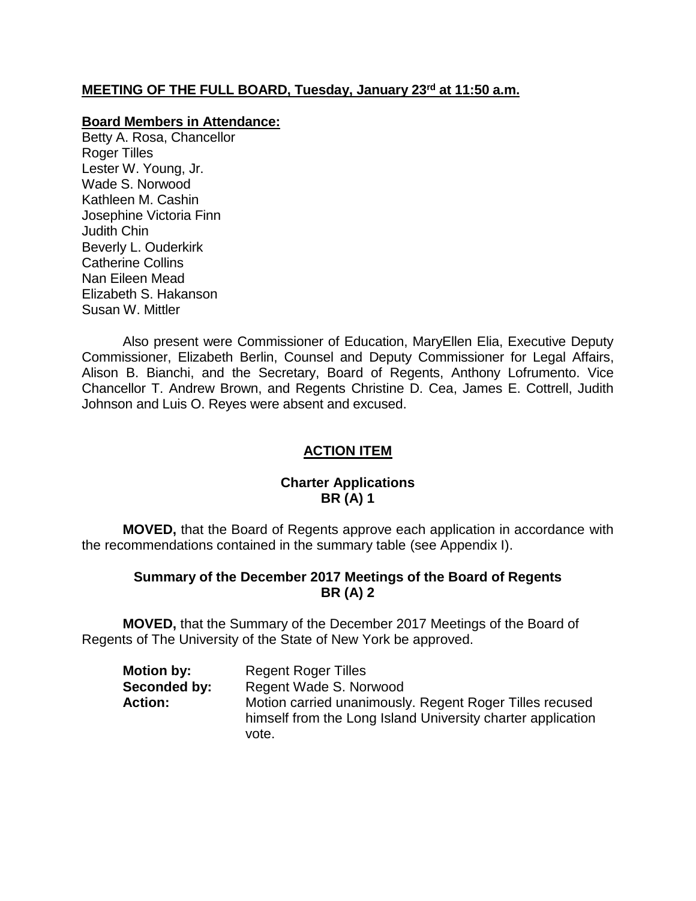**MEETING OF THE FULL BOARD, Tuesday, January 23rd at 11:50 a.m.**

**Board Members in Attendance:**

Betty A. Rosa, Chancellor
Roger Tilles
Lester W. Young, Jr.
Wade S. Norwood
Kathleen M. Cashin
Josephine Victoria Finn
Judith Chin
Beverly L. Ouderkirk
Catherine Collins
Nan Eileen Mead
Elizabeth S. Hakanson
Susan W. Mittler

Also present were Commissioner of Education, MaryEllen Elia, Executive Deputy Commissioner, Elizabeth Berlin, Counsel and Deputy Commissioner for Legal Affairs, Alison B. Bianchi, and the Secretary, Board of Regents, Anthony Lofrumento. Vice Chancellor T. Andrew Brown, and Regents Christine D. Cea, James E. Cottrell, Judith Johnson and Luis O. Reyes were absent and excused.

## ACTION ITEM

### Charter Applications
### BR (A) 1

**MOVED,** that the Board of Regents approve each application in accordance with the recommendations contained in the summary table (see Appendix I).

### Summary of the December 2017 Meetings of the Board of Regents
### BR (A) 2

**MOVED,** that the Summary of the December 2017 Meetings of the Board of Regents of The University of the State of New York be approved.

**Motion by:** Regent Roger Tilles
**Seconded by:** Regent Wade S. Norwood
**Action:** Motion carried unanimously. Regent Roger Tilles recused himself from the Long Island University charter application vote.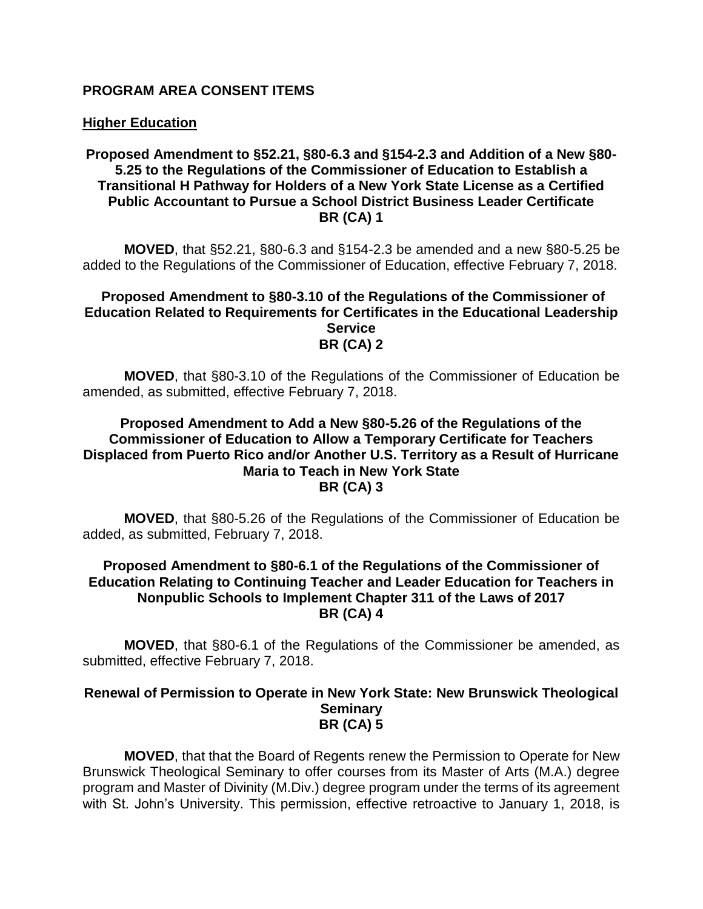## PROGRAM AREA CONSENT ITEMS

### Higher Education

**Proposed Amendment to §52.21, §80-6.3 and §154-2.3 and Addition of a New §80-5.25 to the Regulations of the Commissioner of Education to Establish a Transitional H Pathway for Holders of a New York State License as a Certified Public Accountant to Pursue a School District Business Leader Certificate**
**BR (CA) 1**

**MOVED**, that §52.21, §80-6.3 and §154-2.3 be amended and a new §80-5.25 be added to the Regulations of the Commissioner of Education, effective February 7, 2018.

**Proposed Amendment to §80-3.10 of the Regulations of the Commissioner of Education Related to Requirements for Certificates in the Educational Leadership Service**
**BR (CA) 2**

**MOVED**, that §80-3.10 of the Regulations of the Commissioner of Education be amended, as submitted, effective February 7, 2018.

**Proposed Amendment to Add a New §80-5.26 of the Regulations of the Commissioner of Education to Allow a Temporary Certificate for Teachers Displaced from Puerto Rico and/or Another U.S. Territory as a Result of Hurricane Maria to Teach in New York State**
**BR (CA) 3**

**MOVED**, that §80-5.26 of the Regulations of the Commissioner of Education be added, as submitted, February 7, 2018.

**Proposed Amendment to §80-6.1 of the Regulations of the Commissioner of Education Relating to Continuing Teacher and Leader Education for Teachers in Nonpublic Schools to Implement Chapter 311 of the Laws of 2017**
**BR (CA) 4**

**MOVED**, that §80-6.1 of the Regulations of the Commissioner be amended, as submitted, effective February 7, 2018.

**Renewal of Permission to Operate in New York State: New Brunswick Theological Seminary**
**BR (CA) 5**

**MOVED**, that that the Board of Regents renew the Permission to Operate for New Brunswick Theological Seminary to offer courses from its Master of Arts (M.A.) degree program and Master of Divinity (M.Div.) degree program under the terms of its agreement with St. John's University. This permission, effective retroactive to January 1, 2018, is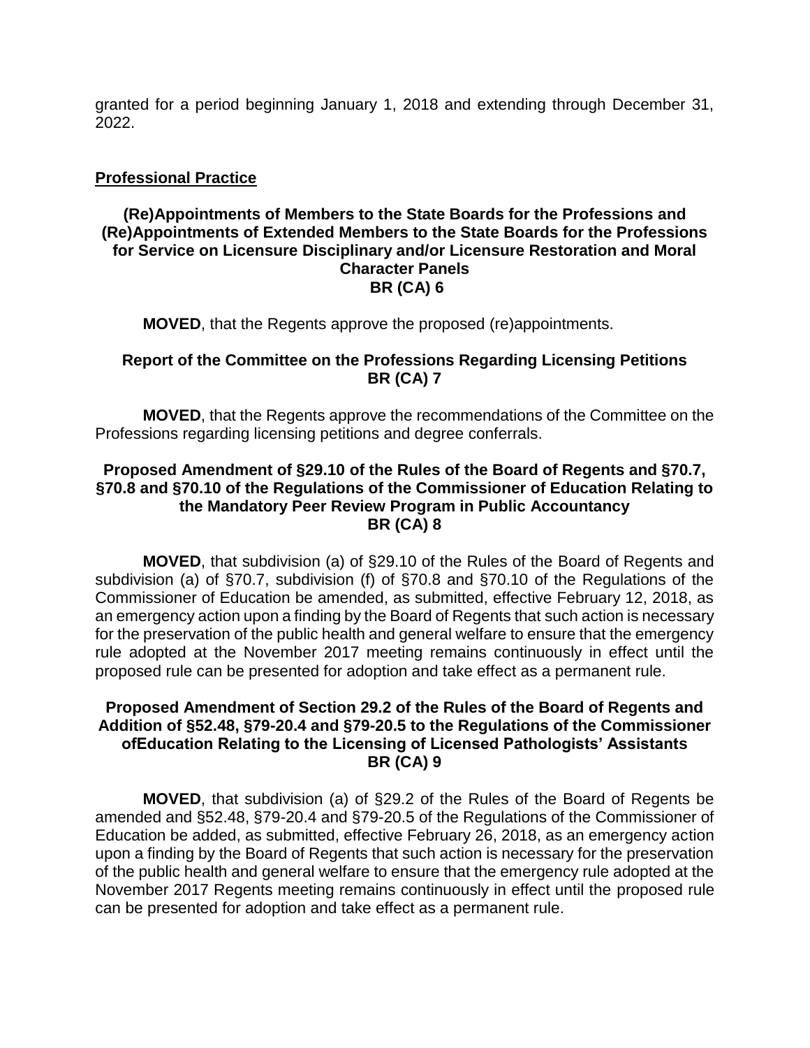granted for a period beginning January 1, 2018 and extending through December 31, 2022.

## Professional Practice

### (Re)Appointments of Members to the State Boards for the Professions and (Re)Appointments of Extended Members to the State Boards for the Professions for Service on Licensure Disciplinary and/or Licensure Restoration and Moral Character Panels
### BR (CA) 6

**MOVED**, that the Regents approve the proposed (re)appointments.

### Report of the Committee on the Professions Regarding Licensing Petitions
### BR (CA) 7

**MOVED**, that the Regents approve the recommendations of the Committee on the Professions regarding licensing petitions and degree conferrals.

### Proposed Amendment of §29.10 of the Rules of the Board of Regents and §70.7, §70.8 and §70.10 of the Regulations of the Commissioner of Education Relating to the Mandatory Peer Review Program in Public Accountancy
### BR (CA) 8

**MOVED**, that subdivision (a) of §29.10 of the Rules of the Board of Regents and subdivision (a) of §70.7, subdivision (f) of §70.8 and §70.10 of the Regulations of the Commissioner of Education be amended, as submitted, effective February 12, 2018, as an emergency action upon a finding by the Board of Regents that such action is necessary for the preservation of the public health and general welfare to ensure that the emergency rule adopted at the November 2017 meeting remains continuously in effect until the proposed rule can be presented for adoption and take effect as a permanent rule.

### Proposed Amendment of Section 29.2 of the Rules of the Board of Regents and Addition of §52.48, §79-20.4 and §79-20.5 to the Regulations of the Commissioner ofEducation Relating to the Licensing of Licensed Pathologists' Assistants
### BR (CA) 9

**MOVED**, that subdivision (a) of §29.2 of the Rules of the Board of Regents be amended and §52.48, §79-20.4 and §79-20.5 of the Regulations of the Commissioner of Education be added, as submitted, effective February 26, 2018, as an emergency action upon a finding by the Board of Regents that such action is necessary for the preservation of the public health and general welfare to ensure that the emergency rule adopted at the November 2017 Regents meeting remains continuously in effect until the proposed rule can be presented for adoption and take effect as a permanent rule.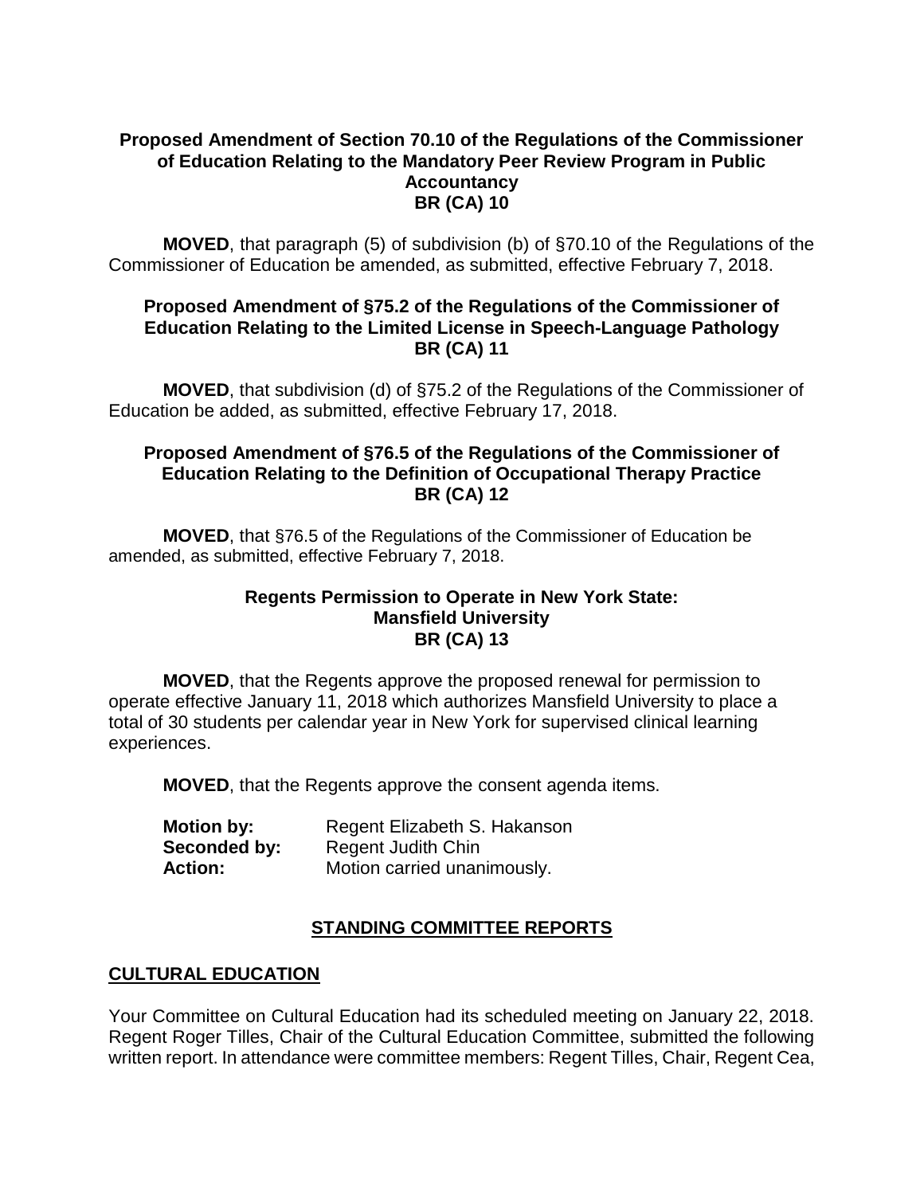**Proposed Amendment of Section 70.10 of the Regulations of the Commissioner of Education Relating to the Mandatory Peer Review Program in Public Accountancy**
**BR (CA) 10**

**MOVED**, that paragraph (5) of subdivision (b) of §70.10 of the Regulations of the Commissioner of Education be amended, as submitted, effective February 7, 2018.

**Proposed Amendment of §75.2 of the Regulations of the Commissioner of Education Relating to the Limited License in Speech-Language Pathology**
**BR (CA) 11**

**MOVED**, that subdivision (d) of §75.2 of the Regulations of the Commissioner of Education be added, as submitted, effective February 17, 2018.

**Proposed Amendment of §76.5 of the Regulations of the Commissioner of Education Relating to the Definition of Occupational Therapy Practice**
**BR (CA) 12**

**MOVED**, that §76.5 of the Regulations of the Commissioner of Education be amended, as submitted, effective February 7, 2018.

**Regents Permission to Operate in New York State: Mansfield University**
**BR (CA) 13**

**MOVED**, that the Regents approve the proposed renewal for permission to operate effective January 11, 2018 which authorizes Mansfield University to place a total of 30 students per calendar year in New York for supervised clinical learning experiences.

**MOVED**, that the Regents approve the consent agenda items.

**Motion by:** Regent Elizabeth S. Hakanson
**Seconded by:** Regent Judith Chin
**Action:** Motion carried unanimously.

## STANDING COMMITTEE REPORTS

### CULTURAL EDUCATION

Your Committee on Cultural Education had its scheduled meeting on January 22, 2018. Regent Roger Tilles, Chair of the Cultural Education Committee, submitted the following written report. In attendance were committee members: Regent Tilles, Chair, Regent Cea,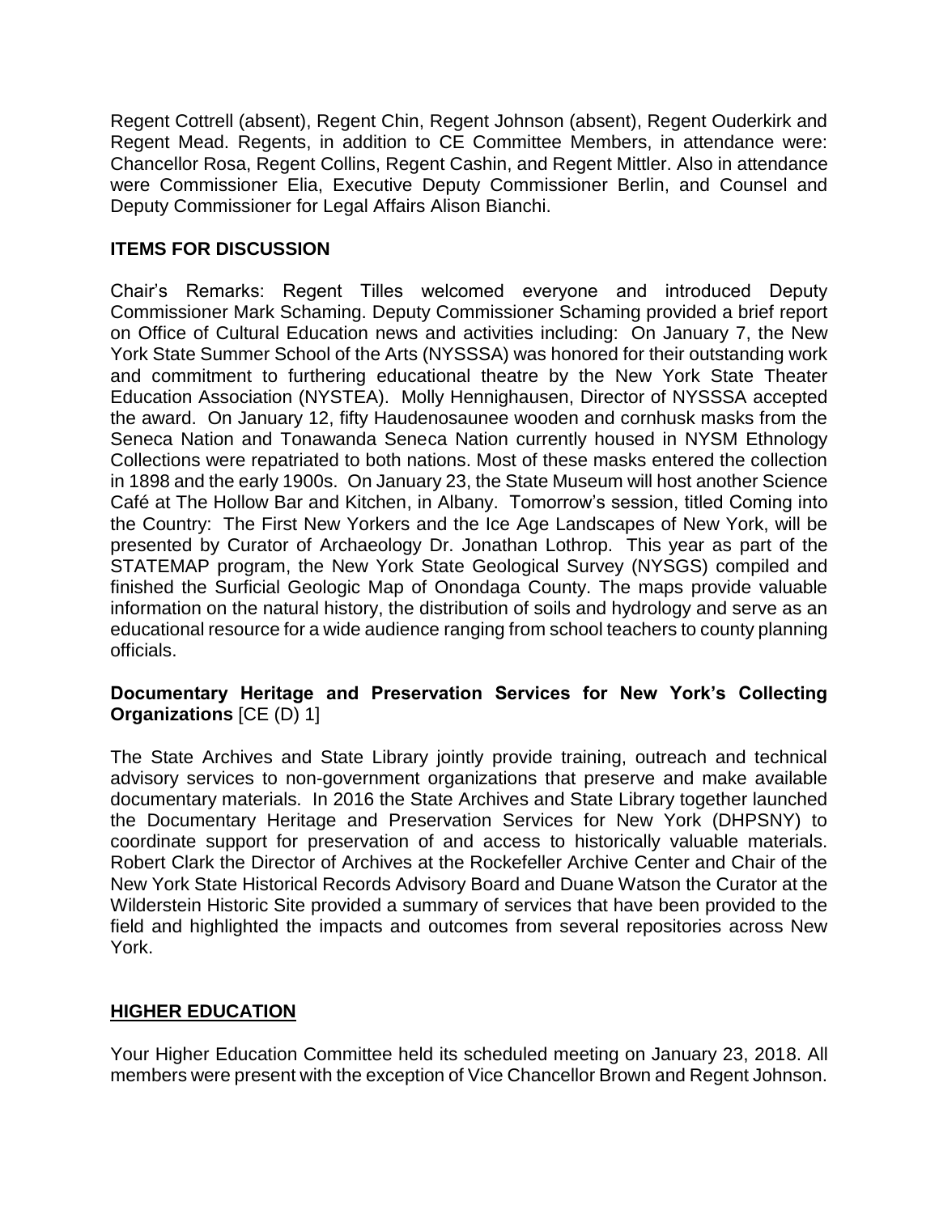Regent Cottrell (absent), Regent Chin, Regent Johnson (absent), Regent Ouderkirk and Regent Mead. Regents, in addition to CE Committee Members, in attendance were: Chancellor Rosa, Regent Collins, Regent Cashin, and Regent Mittler. Also in attendance were Commissioner Elia, Executive Deputy Commissioner Berlin, and Counsel and Deputy Commissioner for Legal Affairs Alison Bianchi.

**ITEMS FOR DISCUSSION**

Chair's Remarks: Regent Tilles welcomed everyone and introduced Deputy Commissioner Mark Schaming. Deputy Commissioner Schaming provided a brief report on Office of Cultural Education news and activities including: On January 7, the New York State Summer School of the Arts (NYSSSA) was honored for their outstanding work and commitment to furthering educational theatre by the New York State Theater Education Association (NYSTEA). Molly Hennighausen, Director of NYSSSA accepted the award. On January 12, fifty Haudenosaunee wooden and cornhusk masks from the Seneca Nation and Tonawanda Seneca Nation currently housed in NYSM Ethnology Collections were repatriated to both nations. Most of these masks entered the collection in 1898 and the early 1900s. On January 23, the State Museum will host another Science Café at The Hollow Bar and Kitchen, in Albany. Tomorrow's session, titled Coming into the Country: The First New Yorkers and the Ice Age Landscapes of New York, will be presented by Curator of Archaeology Dr. Jonathan Lothrop. This year as part of the STATEMAP program, the New York State Geological Survey (NYSGS) compiled and finished the Surficial Geologic Map of Onondaga County. The maps provide valuable information on the natural history, the distribution of soils and hydrology and serve as an educational resource for a wide audience ranging from school teachers to county planning officials.

**Documentary Heritage and Preservation Services for New York's Collecting Organizations** [CE (D) 1]

The State Archives and State Library jointly provide training, outreach and technical advisory services to non-government organizations that preserve and make available documentary materials. In 2016 the State Archives and State Library together launched the Documentary Heritage and Preservation Services for New York (DHPSNY) to coordinate support for preservation of and access to historically valuable materials. Robert Clark the Director of Archives at the Rockefeller Archive Center and Chair of the New York State Historical Records Advisory Board and Duane Watson the Curator at the Wilderstein Historic Site provided a summary of services that have been provided to the field and highlighted the impacts and outcomes from several repositories across New York.

## HIGHER EDUCATION

Your Higher Education Committee held its scheduled meeting on January 23, 2018. All members were present with the exception of Vice Chancellor Brown and Regent Johnson.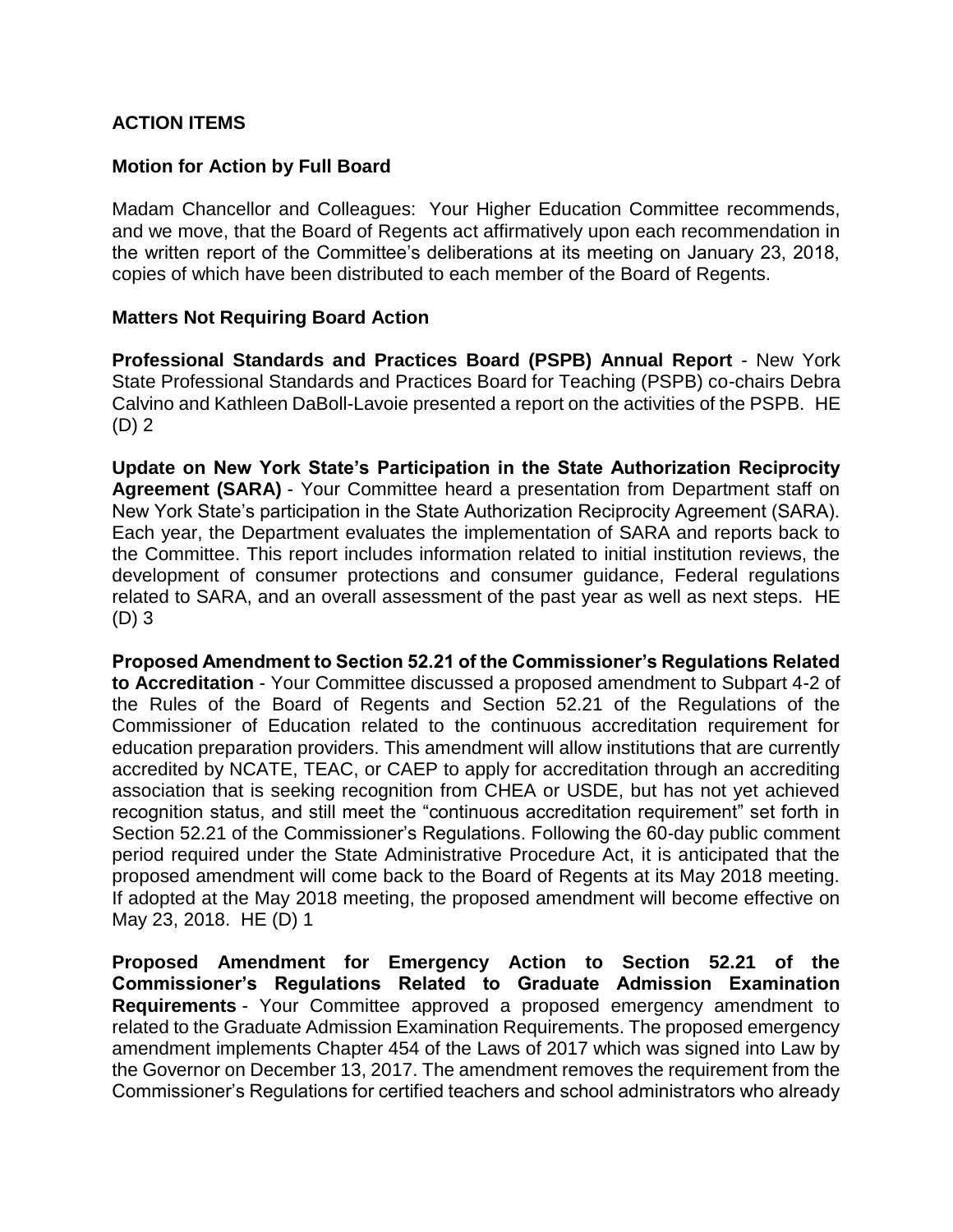## ACTION ITEMS

### Motion for Action by Full Board

Madam Chancellor and Colleagues: Your Higher Education Committee recommends, and we move, that the Board of Regents act affirmatively upon each recommendation in the written report of the Committee's deliberations at its meeting on January 23, 2018, copies of which have been distributed to each member of the Board of Regents.

### Matters Not Requiring Board Action

**Professional Standards and Practices Board (PSPB) Annual Report** - New York State Professional Standards and Practices Board for Teaching (PSPB) co-chairs Debra Calvino and Kathleen DaBoll-Lavoie presented a report on the activities of the PSPB. HE (D) 2

**Update on New York State's Participation in the State Authorization Reciprocity Agreement (SARA)** - Your Committee heard a presentation from Department staff on New York State's participation in the State Authorization Reciprocity Agreement (SARA). Each year, the Department evaluates the implementation of SARA and reports back to the Committee. This report includes information related to initial institution reviews, the development of consumer protections and consumer guidance, Federal regulations related to SARA, and an overall assessment of the past year as well as next steps. HE (D) 3

**Proposed Amendment to Section 52.21 of the Commissioner's Regulations Related to Accreditation** - Your Committee discussed a proposed amendment to Subpart 4-2 of the Rules of the Board of Regents and Section 52.21 of the Regulations of the Commissioner of Education related to the continuous accreditation requirement for education preparation providers. This amendment will allow institutions that are currently accredited by NCATE, TEAC, or CAEP to apply for accreditation through an accrediting association that is seeking recognition from CHEA or USDE, but has not yet achieved recognition status, and still meet the "continuous accreditation requirement" set forth in Section 52.21 of the Commissioner's Regulations. Following the 60-day public comment period required under the State Administrative Procedure Act, it is anticipated that the proposed amendment will come back to the Board of Regents at its May 2018 meeting. If adopted at the May 2018 meeting, the proposed amendment will become effective on May 23, 2018. HE (D) 1

**Proposed Amendment for Emergency Action to Section 52.21 of the Commissioner's Regulations Related to Graduate Admission Examination Requirements** - Your Committee approved a proposed emergency amendment to related to the Graduate Admission Examination Requirements. The proposed emergency amendment implements Chapter 454 of the Laws of 2017 which was signed into Law by the Governor on December 13, 2017. The amendment removes the requirement from the Commissioner's Regulations for certified teachers and school administrators who already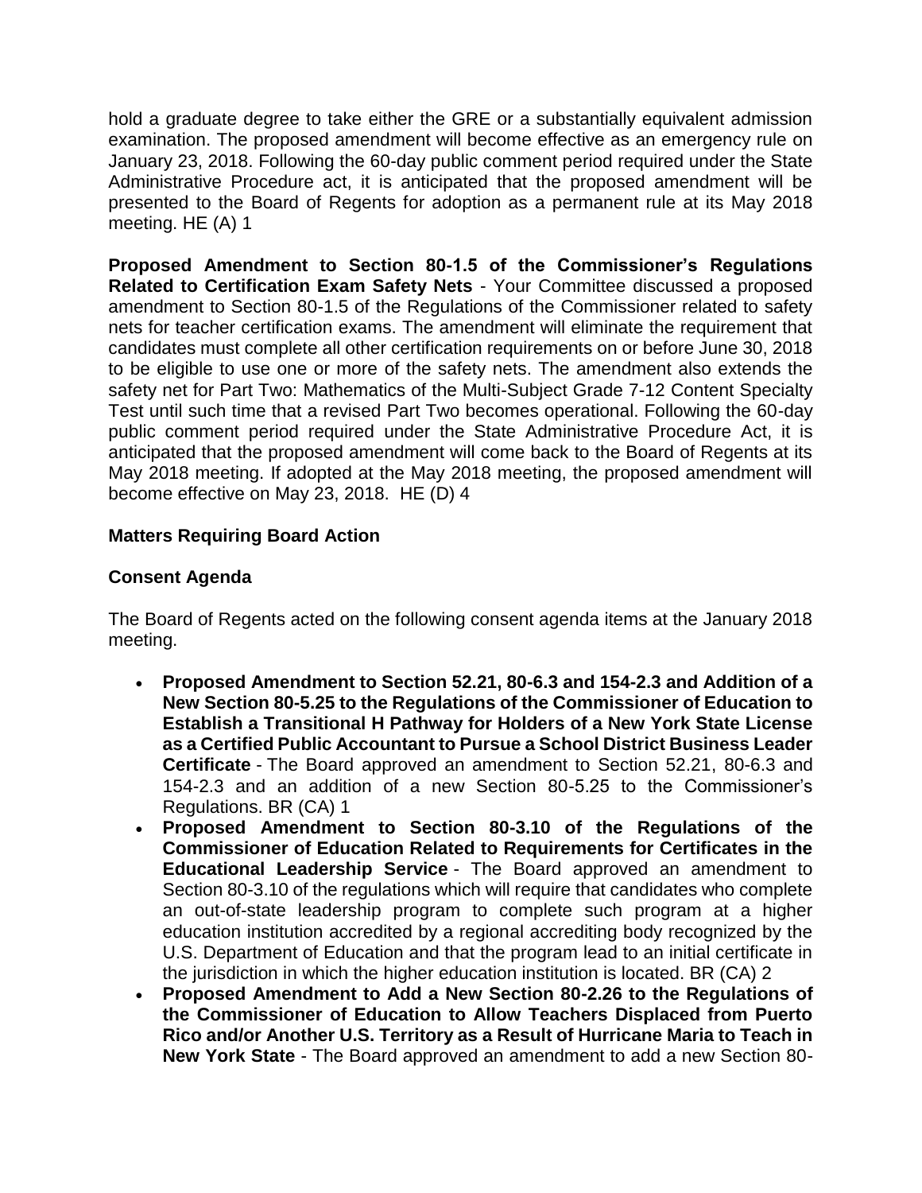hold a graduate degree to take either the GRE or a substantially equivalent admission examination. The proposed amendment will become effective as an emergency rule on January 23, 2018. Following the 60-day public comment period required under the State Administrative Procedure act, it is anticipated that the proposed amendment will be presented to the Board of Regents for adoption as a permanent rule at its May 2018 meeting. HE (A) 1

**Proposed Amendment to Section 80-1.5 of the Commissioner's Regulations Related to Certification Exam Safety Nets** - Your Committee discussed a proposed amendment to Section 80-1.5 of the Regulations of the Commissioner related to safety nets for teacher certification exams. The amendment will eliminate the requirement that candidates must complete all other certification requirements on or before June 30, 2018 to be eligible to use one or more of the safety nets. The amendment also extends the safety net for Part Two: Mathematics of the Multi-Subject Grade 7-12 Content Specialty Test until such time that a revised Part Two becomes operational. Following the 60-day public comment period required under the State Administrative Procedure Act, it is anticipated that the proposed amendment will come back to the Board of Regents at its May 2018 meeting. If adopted at the May 2018 meeting, the proposed amendment will become effective on May 23, 2018. HE (D) 4

**Matters Requiring Board Action**

**Consent Agenda**

The Board of Regents acted on the following consent agenda items at the January 2018 meeting.

- **Proposed Amendment to Section 52.21, 80-6.3 and 154-2.3 and Addition of a New Section 80-5.25 to the Regulations of the Commissioner of Education to Establish a Transitional H Pathway for Holders of a New York State License as a Certified Public Accountant to Pursue a School District Business Leader Certificate** - The Board approved an amendment to Section 52.21, 80-6.3 and 154-2.3 and an addition of a new Section 80-5.25 to the Commissioner's Regulations. BR (CA) 1
- **Proposed Amendment to Section 80-3.10 of the Regulations of the Commissioner of Education Related to Requirements for Certificates in the Educational Leadership Service** - The Board approved an amendment to Section 80-3.10 of the regulations which will require that candidates who complete an out-of-state leadership program to complete such program at a higher education institution accredited by a regional accrediting body recognized by the U.S. Department of Education and that the program lead to an initial certificate in the jurisdiction in which the higher education institution is located. BR (CA) 2
- **Proposed Amendment to Add a New Section 80-2.26 to the Regulations of the Commissioner of Education to Allow Teachers Displaced from Puerto Rico and/or Another U.S. Territory as a Result of Hurricane Maria to Teach in New York State** - The Board approved an amendment to add a new Section 80-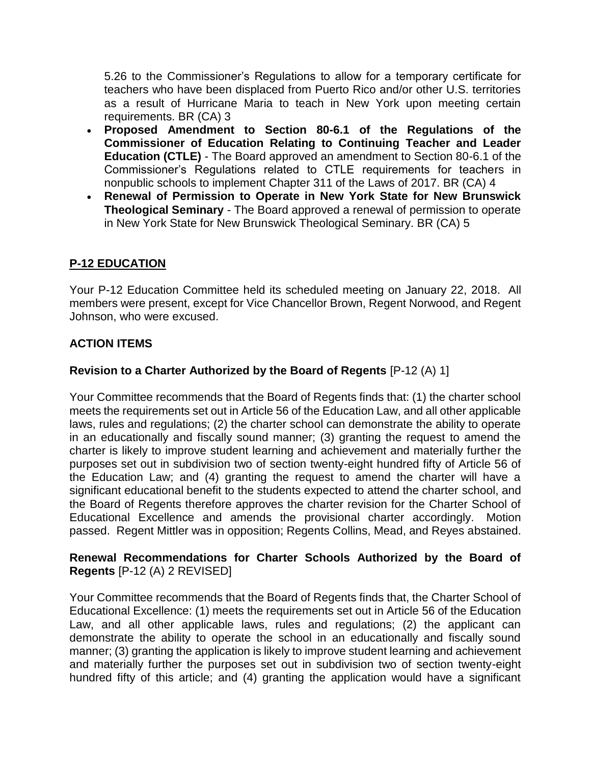5.26 to the Commissioner's Regulations to allow for a temporary certificate for teachers who have been displaced from Puerto Rico and/or other U.S. territories as a result of Hurricane Maria to teach in New York upon meeting certain requirements. BR (CA) 3

- **Proposed Amendment to Section 80-6.1 of the Regulations of the Commissioner of Education Relating to Continuing Teacher and Leader Education (CTLE)** - The Board approved an amendment to Section 80-6.1 of the Commissioner's Regulations related to CTLE requirements for teachers in nonpublic schools to implement Chapter 311 of the Laws of 2017. BR (CA) 4
- **Renewal of Permission to Operate in New York State for New Brunswick Theological Seminary** - The Board approved a renewal of permission to operate in New York State for New Brunswick Theological Seminary. BR (CA) 5

## P-12 EDUCATION

Your P-12 Education Committee held its scheduled meeting on January 22, 2018. All members were present, except for Vice Chancellor Brown, Regent Norwood, and Regent Johnson, who were excused.

### ACTION ITEMS

**Revision to a Charter Authorized by the Board of Regents** [P-12 (A) 1]

Your Committee recommends that the Board of Regents finds that: (1) the charter school meets the requirements set out in Article 56 of the Education Law, and all other applicable laws, rules and regulations; (2) the charter school can demonstrate the ability to operate in an educationally and fiscally sound manner; (3) granting the request to amend the charter is likely to improve student learning and achievement and materially further the purposes set out in subdivision two of section twenty-eight hundred fifty of Article 56 of the Education Law; and (4) granting the request to amend the charter will have a significant educational benefit to the students expected to attend the charter school, and the Board of Regents therefore approves the charter revision for the Charter School of Educational Excellence and amends the provisional charter accordingly. Motion passed. Regent Mittler was in opposition; Regents Collins, Mead, and Reyes abstained.

**Renewal Recommendations for Charter Schools Authorized by the Board of Regents** [P-12 (A) 2 REVISED]

Your Committee recommends that the Board of Regents finds that, the Charter School of Educational Excellence: (1) meets the requirements set out in Article 56 of the Education Law, and all other applicable laws, rules and regulations; (2) the applicant can demonstrate the ability to operate the school in an educationally and fiscally sound manner; (3) granting the application is likely to improve student learning and achievement and materially further the purposes set out in subdivision two of section twenty-eight hundred fifty of this article; and (4) granting the application would have a significant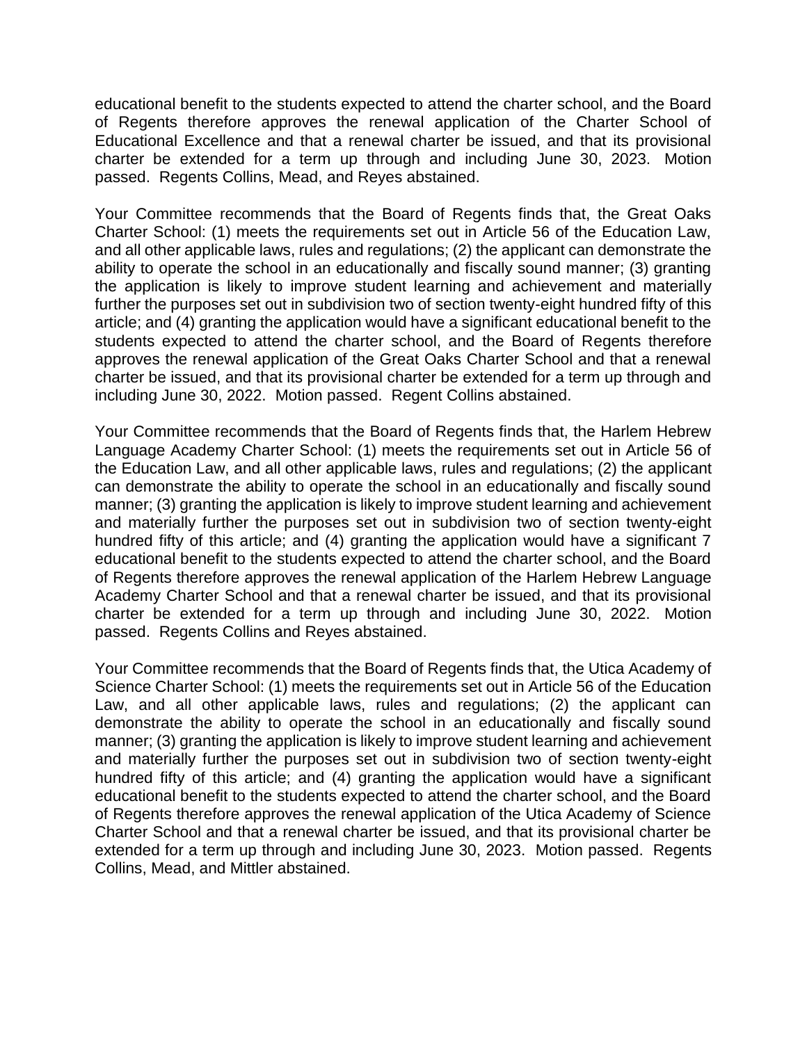educational benefit to the students expected to attend the charter school, and the Board of Regents therefore approves the renewal application of the Charter School of Educational Excellence and that a renewal charter be issued, and that its provisional charter be extended for a term up through and including June 30, 2023. Motion passed. Regents Collins, Mead, and Reyes abstained.

Your Committee recommends that the Board of Regents finds that, the Great Oaks Charter School: (1) meets the requirements set out in Article 56 of the Education Law, and all other applicable laws, rules and regulations; (2) the applicant can demonstrate the ability to operate the school in an educationally and fiscally sound manner; (3) granting the application is likely to improve student learning and achievement and materially further the purposes set out in subdivision two of section twenty-eight hundred fifty of this article; and (4) granting the application would have a significant educational benefit to the students expected to attend the charter school, and the Board of Regents therefore approves the renewal application of the Great Oaks Charter School and that a renewal charter be issued, and that its provisional charter be extended for a term up through and including June 30, 2022. Motion passed. Regent Collins abstained.

Your Committee recommends that the Board of Regents finds that, the Harlem Hebrew Language Academy Charter School: (1) meets the requirements set out in Article 56 of the Education Law, and all other applicable laws, rules and regulations; (2) the applicant can demonstrate the ability to operate the school in an educationally and fiscally sound manner; (3) granting the application is likely to improve student learning and achievement and materially further the purposes set out in subdivision two of section twenty-eight hundred fifty of this article; and (4) granting the application would have a significant 7 educational benefit to the students expected to attend the charter school, and the Board of Regents therefore approves the renewal application of the Harlem Hebrew Language Academy Charter School and that a renewal charter be issued, and that its provisional charter be extended for a term up through and including June 30, 2022. Motion passed. Regents Collins and Reyes abstained.

Your Committee recommends that the Board of Regents finds that, the Utica Academy of Science Charter School: (1) meets the requirements set out in Article 56 of the Education Law, and all other applicable laws, rules and regulations; (2) the applicant can demonstrate the ability to operate the school in an educationally and fiscally sound manner; (3) granting the application is likely to improve student learning and achievement and materially further the purposes set out in subdivision two of section twenty-eight hundred fifty of this article; and (4) granting the application would have a significant educational benefit to the students expected to attend the charter school, and the Board of Regents therefore approves the renewal application of the Utica Academy of Science Charter School and that a renewal charter be issued, and that its provisional charter be extended for a term up through and including June 30, 2023. Motion passed. Regents Collins, Mead, and Mittler abstained.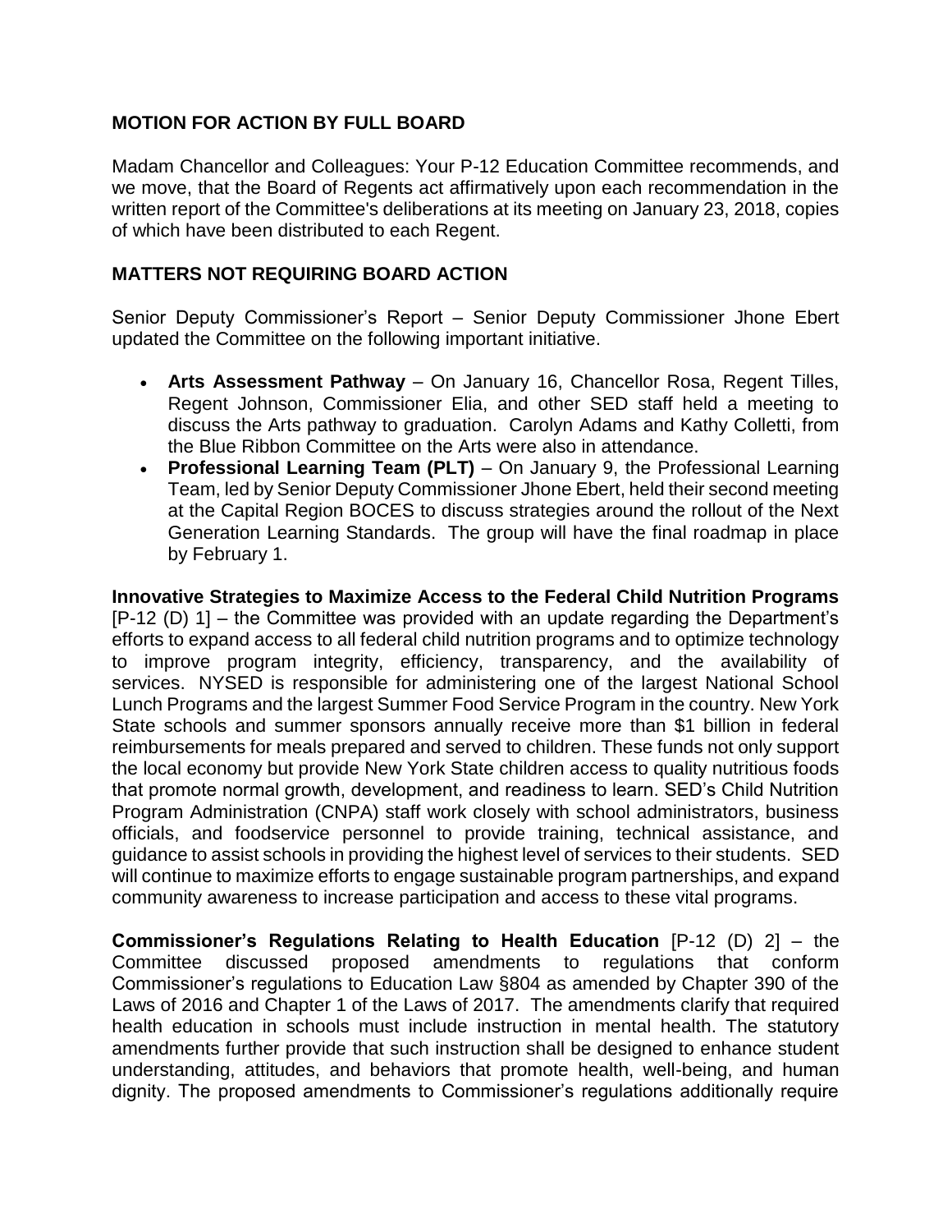## MOTION FOR ACTION BY FULL BOARD

Madam Chancellor and Colleagues: Your P-12 Education Committee recommends, and we move, that the Board of Regents act affirmatively upon each recommendation in the written report of the Committee's deliberations at its meeting on January 23, 2018, copies of which have been distributed to each Regent.

## MATTERS NOT REQUIRING BOARD ACTION

Senior Deputy Commissioner's Report – Senior Deputy Commissioner Jhone Ebert updated the Committee on the following important initiative.

- **Arts Assessment Pathway** – On January 16, Chancellor Rosa, Regent Tilles, Regent Johnson, Commissioner Elia, and other SED staff held a meeting to discuss the Arts pathway to graduation. Carolyn Adams and Kathy Colletti, from the Blue Ribbon Committee on the Arts were also in attendance.
- **Professional Learning Team (PLT)** – On January 9, the Professional Learning Team, led by Senior Deputy Commissioner Jhone Ebert, held their second meeting at the Capital Region BOCES to discuss strategies around the rollout of the Next Generation Learning Standards. The group will have the final roadmap in place by February 1.

**Innovative Strategies to Maximize Access to the Federal Child Nutrition Programs** [P-12 (D) 1] – the Committee was provided with an update regarding the Department's efforts to expand access to all federal child nutrition programs and to optimize technology to improve program integrity, efficiency, transparency, and the availability of services. NYSED is responsible for administering one of the largest National School Lunch Programs and the largest Summer Food Service Program in the country. New York State schools and summer sponsors annually receive more than $1 billion in federal reimbursements for meals prepared and served to children. These funds not only support the local economy but provide New York State children access to quality nutritious foods that promote normal growth, development, and readiness to learn. SED's Child Nutrition Program Administration (CNPA) staff work closely with school administrators, business officials, and foodservice personnel to provide training, technical assistance, and guidance to assist schools in providing the highest level of services to their students. SED will continue to maximize efforts to engage sustainable program partnerships, and expand community awareness to increase participation and access to these vital programs.

**Commissioner's Regulations Relating to Health Education** [P-12 (D) 2] – the Committee discussed proposed amendments to regulations that conform Commissioner's regulations to Education Law §804 as amended by Chapter 390 of the Laws of 2016 and Chapter 1 of the Laws of 2017. The amendments clarify that required health education in schools must include instruction in mental health. The statutory amendments further provide that such instruction shall be designed to enhance student understanding, attitudes, and behaviors that promote health, well-being, and human dignity. The proposed amendments to Commissioner's regulations additionally require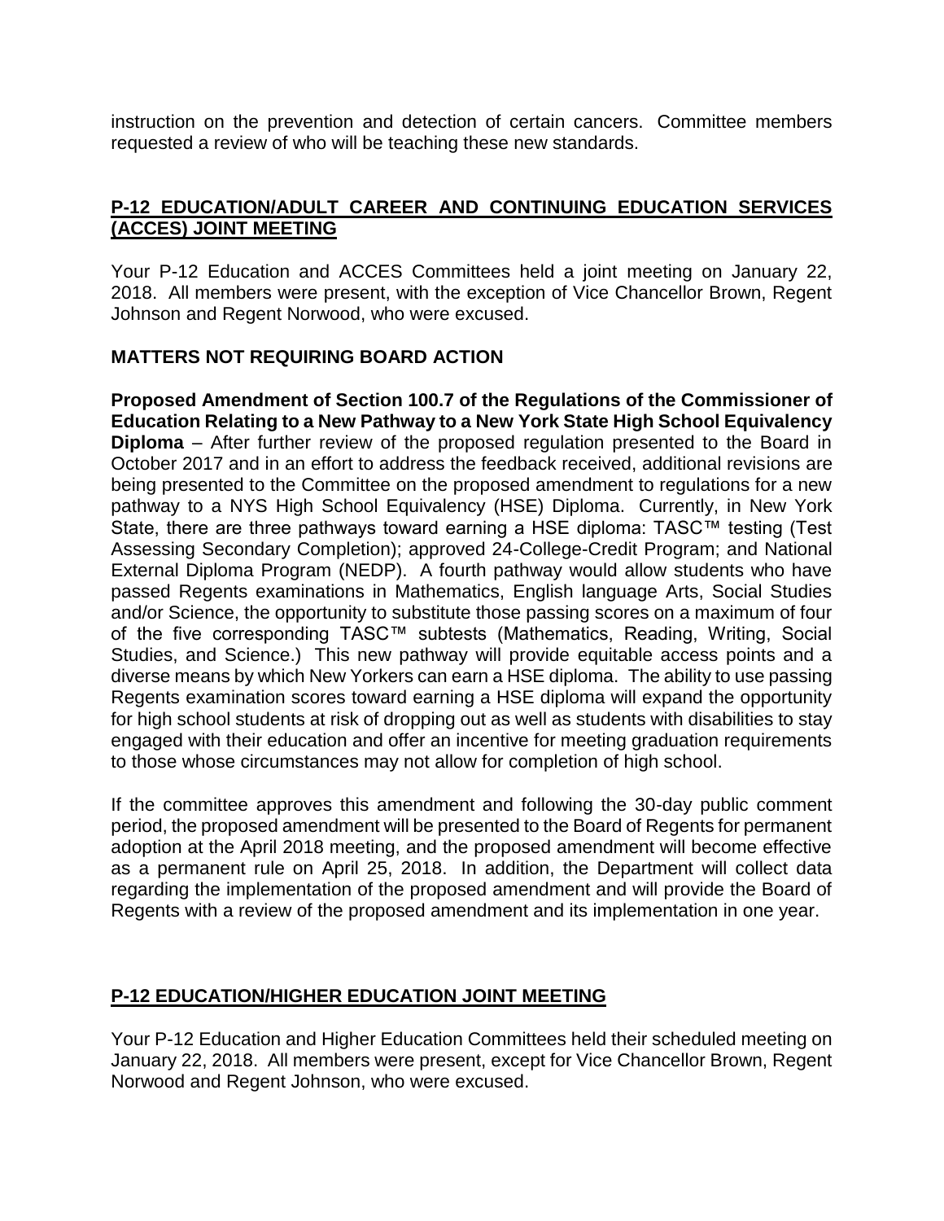instruction on the prevention and detection of certain cancers. Committee members requested a review of who will be teaching these new standards.

## P-12 EDUCATION/ADULT CAREER AND CONTINUING EDUCATION SERVICES (ACCES) JOINT MEETING

Your P-12 Education and ACCES Committees held a joint meeting on January 22, 2018. All members were present, with the exception of Vice Chancellor Brown, Regent Johnson and Regent Norwood, who were excused.

### MATTERS NOT REQUIRING BOARD ACTION

**Proposed Amendment of Section 100.7 of the Regulations of the Commissioner of Education Relating to a New Pathway to a New York State High School Equivalency Diploma** – After further review of the proposed regulation presented to the Board in October 2017 and in an effort to address the feedback received, additional revisions are being presented to the Committee on the proposed amendment to regulations for a new pathway to a NYS High School Equivalency (HSE) Diploma. Currently, in New York State, there are three pathways toward earning a HSE diploma: TASC™ testing (Test Assessing Secondary Completion); approved 24-College-Credit Program; and National External Diploma Program (NEDP). A fourth pathway would allow students who have passed Regents examinations in Mathematics, English language Arts, Social Studies and/or Science, the opportunity to substitute those passing scores on a maximum of four of the five corresponding TASC™ subtests (Mathematics, Reading, Writing, Social Studies, and Science.) This new pathway will provide equitable access points and a diverse means by which New Yorkers can earn a HSE diploma. The ability to use passing Regents examination scores toward earning a HSE diploma will expand the opportunity for high school students at risk of dropping out as well as students with disabilities to stay engaged with their education and offer an incentive for meeting graduation requirements to those whose circumstances may not allow for completion of high school.

If the committee approves this amendment and following the 30-day public comment period, the proposed amendment will be presented to the Board of Regents for permanent adoption at the April 2018 meeting, and the proposed amendment will become effective as a permanent rule on April 25, 2018. In addition, the Department will collect data regarding the implementation of the proposed amendment and will provide the Board of Regents with a review of the proposed amendment and its implementation in one year.

## P-12 EDUCATION/HIGHER EDUCATION JOINT MEETING

Your P-12 Education and Higher Education Committees held their scheduled meeting on January 22, 2018. All members were present, except for Vice Chancellor Brown, Regent Norwood and Regent Johnson, who were excused.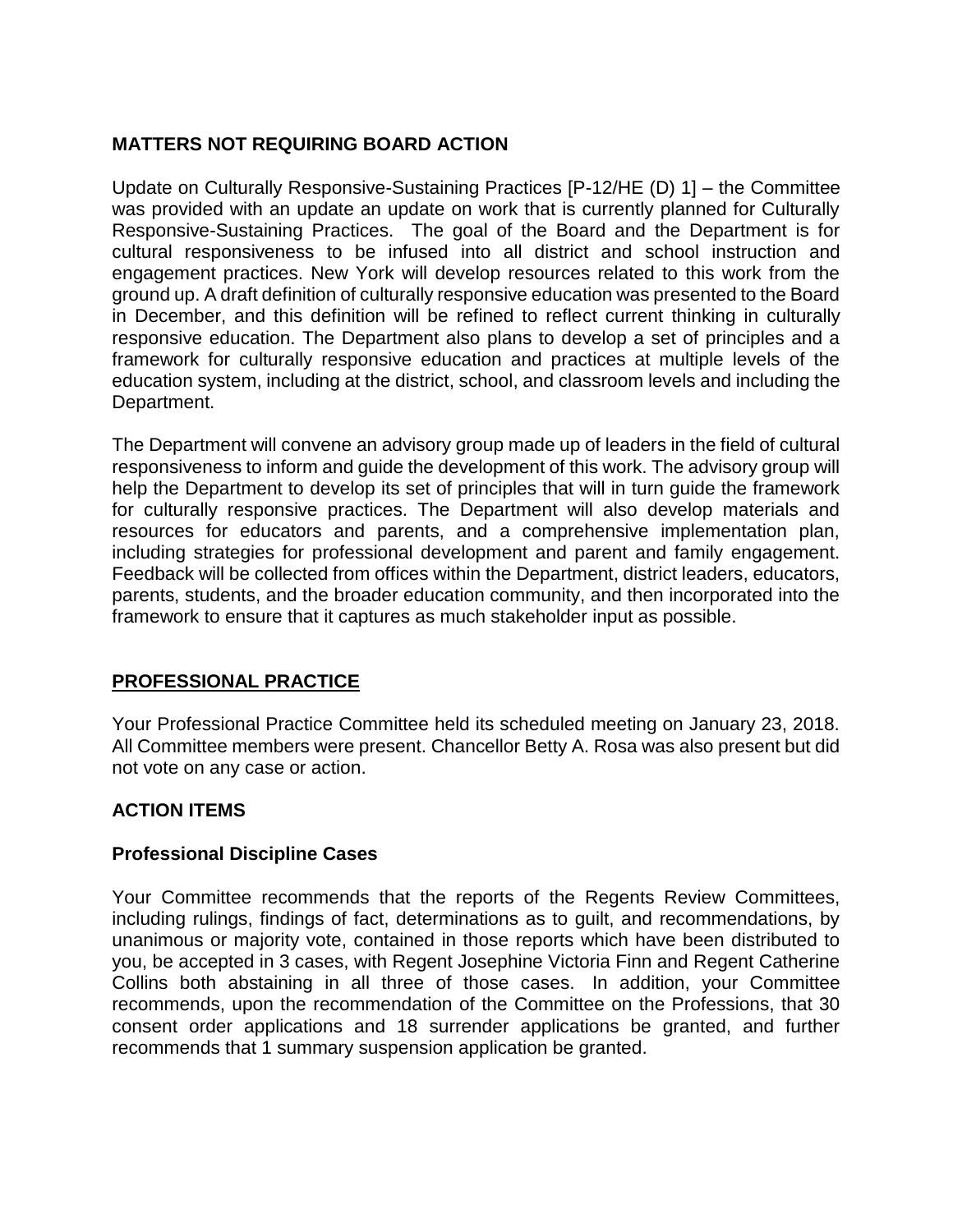## MATTERS NOT REQUIRING BOARD ACTION

Update on Culturally Responsive-Sustaining Practices [P-12/HE (D) 1] – the Committee was provided with an update an update on work that is currently planned for Culturally Responsive-Sustaining Practices. The goal of the Board and the Department is for cultural responsiveness to be infused into all district and school instruction and engagement practices. New York will develop resources related to this work from the ground up. A draft definition of culturally responsive education was presented to the Board in December, and this definition will be refined to reflect current thinking in culturally responsive education. The Department also plans to develop a set of principles and a framework for culturally responsive education and practices at multiple levels of the education system, including at the district, school, and classroom levels and including the Department.

The Department will convene an advisory group made up of leaders in the field of cultural responsiveness to inform and guide the development of this work. The advisory group will help the Department to develop its set of principles that will in turn guide the framework for culturally responsive practices. The Department will also develop materials and resources for educators and parents, and a comprehensive implementation plan, including strategies for professional development and parent and family engagement. Feedback will be collected from offices within the Department, district leaders, educators, parents, students, and the broader education community, and then incorporated into the framework to ensure that it captures as much stakeholder input as possible.

## PROFESSIONAL PRACTICE

Your Professional Practice Committee held its scheduled meeting on January 23, 2018. All Committee members were present. Chancellor Betty A. Rosa was also present but did not vote on any case or action.

## ACTION ITEMS

### Professional Discipline Cases

Your Committee recommends that the reports of the Regents Review Committees, including rulings, findings of fact, determinations as to guilt, and recommendations, by unanimous or majority vote, contained in those reports which have been distributed to you, be accepted in 3 cases, with Regent Josephine Victoria Finn and Regent Catherine Collins both abstaining in all three of those cases. In addition, your Committee recommends, upon the recommendation of the Committee on the Professions, that 30 consent order applications and 18 surrender applications be granted, and further recommends that 1 summary suspension application be granted.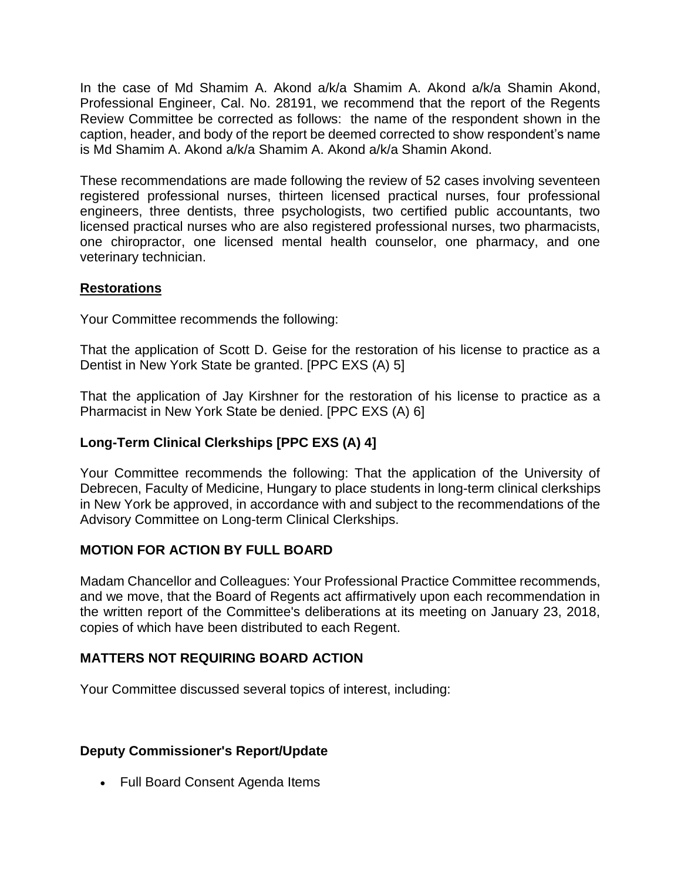In the case of Md Shamim A. Akond a/k/a Shamim A. Akond a/k/a Shamin Akond, Professional Engineer, Cal. No. 28191, we recommend that the report of the Regents Review Committee be corrected as follows: the name of the respondent shown in the caption, header, and body of the report be deemed corrected to show respondent's name is Md Shamim A. Akond a/k/a Shamim A. Akond a/k/a Shamin Akond.

These recommendations are made following the review of 52 cases involving seventeen registered professional nurses, thirteen licensed practical nurses, four professional engineers, three dentists, three psychologists, two certified public accountants, two licensed practical nurses who are also registered professional nurses, two pharmacists, one chiropractor, one licensed mental health counselor, one pharmacy, and one veterinary technician.

**Restorations**

Your Committee recommends the following:

That the application of Scott D. Geise for the restoration of his license to practice as a Dentist in New York State be granted. [PPC EXS (A) 5]

That the application of Jay Kirshner for the restoration of his license to practice as a Pharmacist in New York State be denied. [PPC EXS (A) 6]

## Long-Term Clinical Clerkships [PPC EXS (A) 4]

Your Committee recommends the following: That the application of the University of Debrecen, Faculty of Medicine, Hungary to place students in long-term clinical clerkships in New York be approved, in accordance with and subject to the recommendations of the Advisory Committee on Long-term Clinical Clerkships.

## MOTION FOR ACTION BY FULL BOARD

Madam Chancellor and Colleagues: Your Professional Practice Committee recommends, and we move, that the Board of Regents act affirmatively upon each recommendation in the written report of the Committee's deliberations at its meeting on January 23, 2018, copies of which have been distributed to each Regent.

## MATTERS NOT REQUIRING BOARD ACTION

Your Committee discussed several topics of interest, including:

## Deputy Commissioner's Report/Update

- Full Board Consent Agenda Items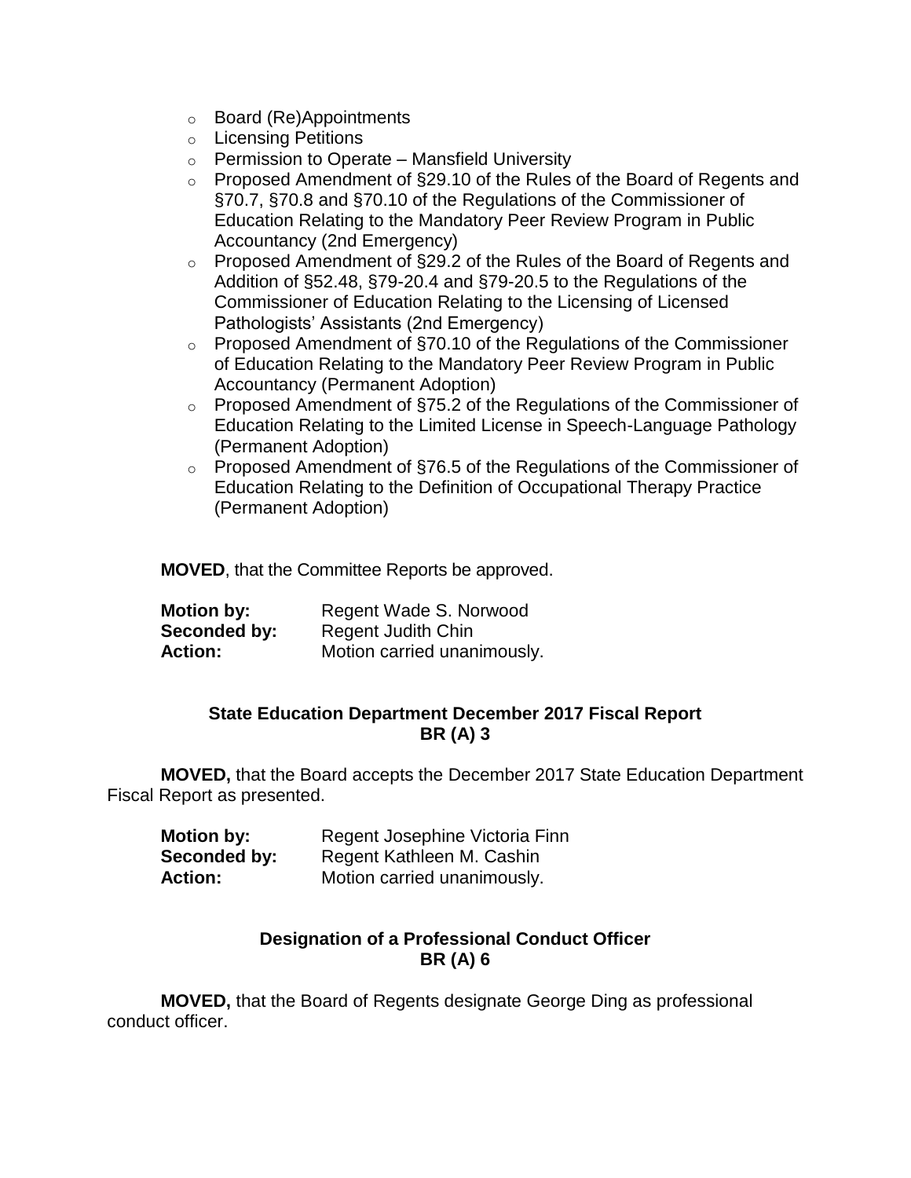- Board (Re)Appointments
- Licensing Petitions
- Permission to Operate – Mansfield University
- Proposed Amendment of §29.10 of the Rules of the Board of Regents and §70.7, §70.8 and §70.10 of the Regulations of the Commissioner of Education Relating to the Mandatory Peer Review Program in Public Accountancy (2nd Emergency)
- Proposed Amendment of §29.2 of the Rules of the Board of Regents and Addition of §52.48, §79-20.4 and §79-20.5 to the Regulations of the Commissioner of Education Relating to the Licensing of Licensed Pathologists' Assistants (2nd Emergency)
- Proposed Amendment of §70.10 of the Regulations of the Commissioner of Education Relating to the Mandatory Peer Review Program in Public Accountancy (Permanent Adoption)
- Proposed Amendment of §75.2 of the Regulations of the Commissioner of Education Relating to the Limited License in Speech-Language Pathology (Permanent Adoption)
- Proposed Amendment of §76.5 of the Regulations of the Commissioner of Education Relating to the Definition of Occupational Therapy Practice (Permanent Adoption)

**MOVED**, that the Committee Reports be approved.

**Motion by:** Regent Wade S. Norwood
**Seconded by:** Regent Judith Chin
**Action:** Motion carried unanimously.

### State Education Department December 2017 Fiscal Report BR (A) 3

**MOVED,** that the Board accepts the December 2017 State Education Department Fiscal Report as presented.

**Motion by:** Regent Josephine Victoria Finn
**Seconded by:** Regent Kathleen M. Cashin
**Action:** Motion carried unanimously.

### Designation of a Professional Conduct Officer BR (A) 6

**MOVED,** that the Board of Regents designate George Ding as professional conduct officer.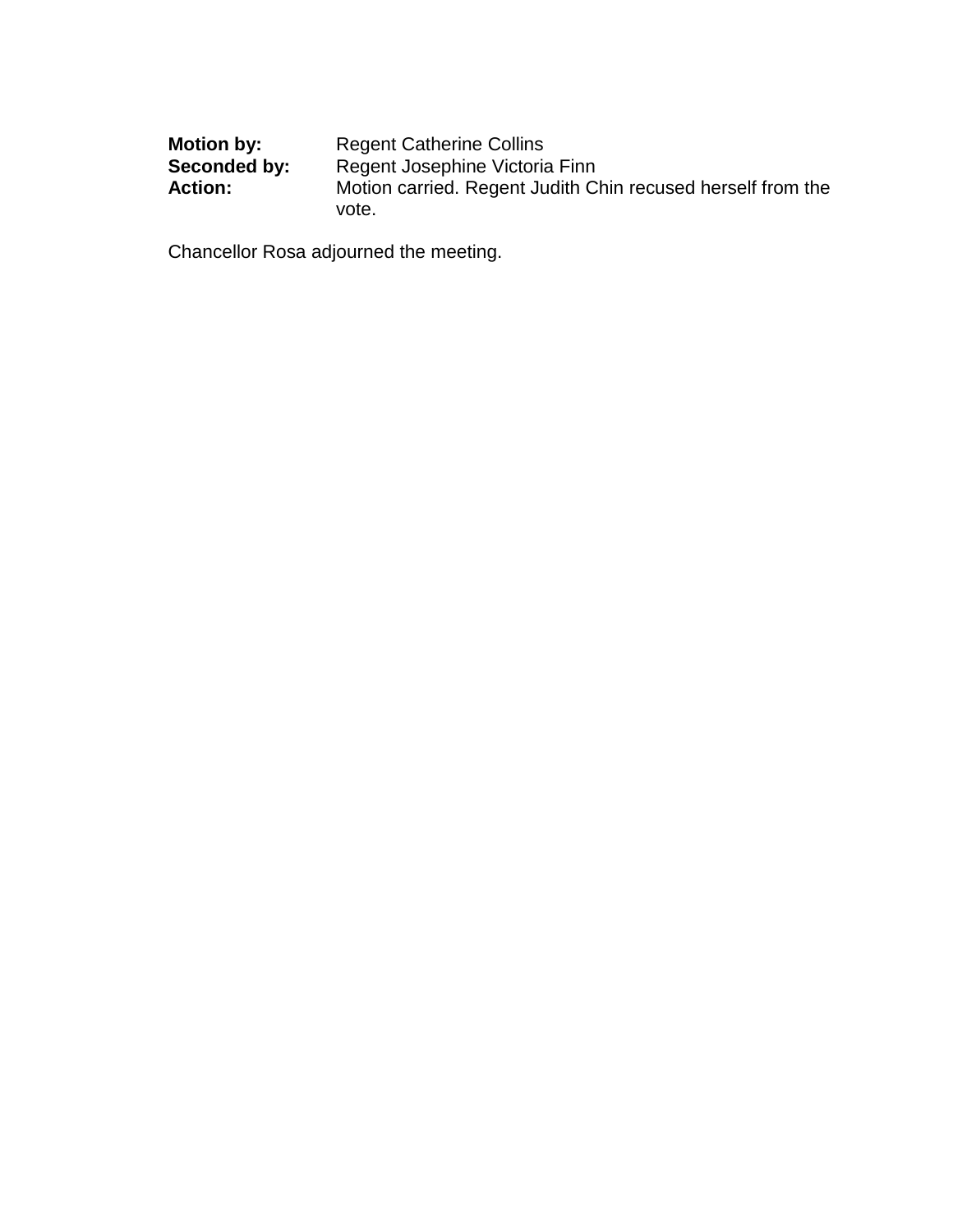**Motion by:** Regent Catherine Collins
**Seconded by:** Regent Josephine Victoria Finn
**Action:** Motion carried. Regent Judith Chin recused herself from the vote.

Chancellor Rosa adjourned the meeting.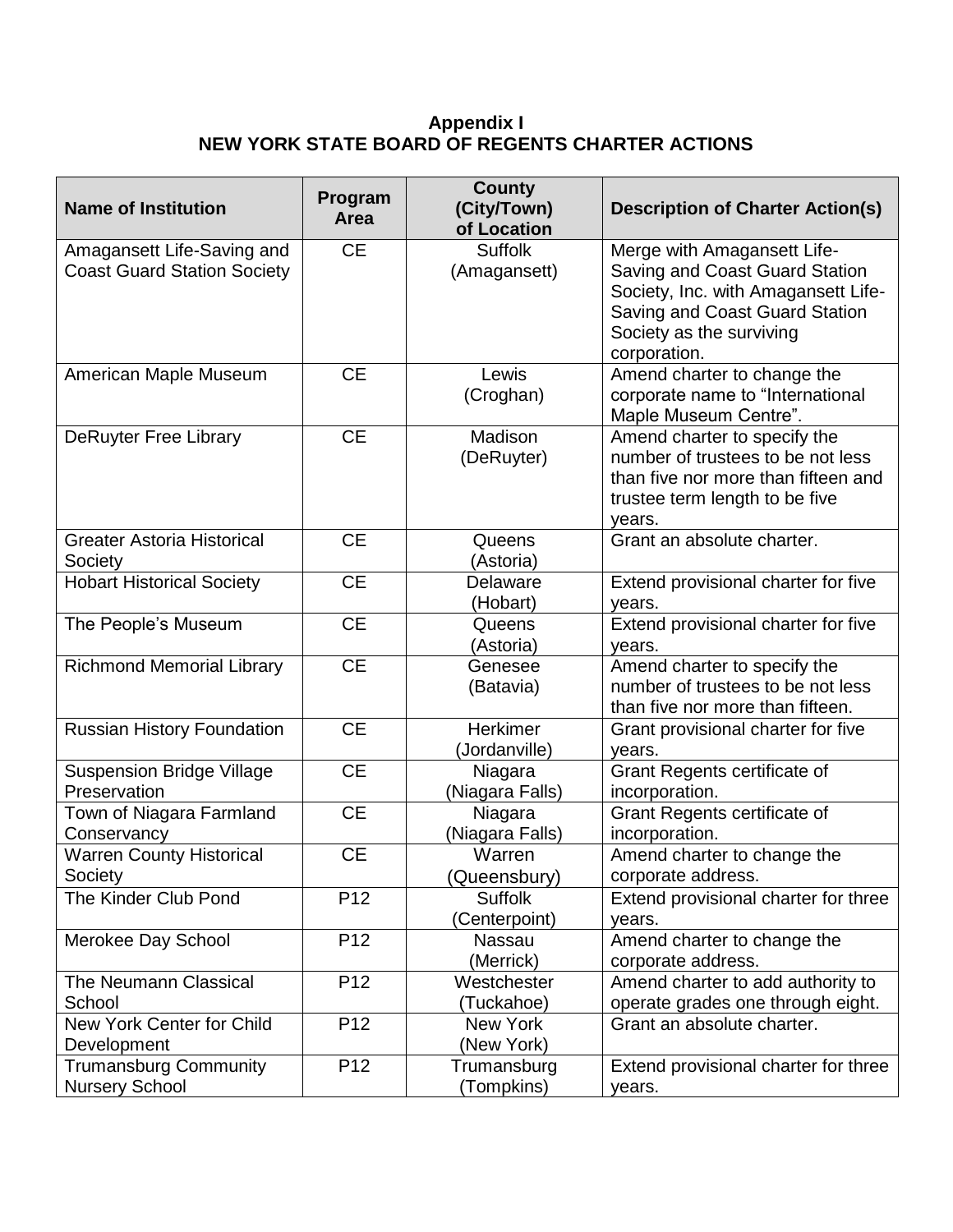**Appendix I**
**NEW YORK STATE BOARD OF REGENTS CHARTER ACTIONS**

| Name of Institution | Program Area | County (City/Town) of Location | Description of Charter Action(s) |
|---|---|---|---|
| Amagansett Life-Saving and Coast Guard Station Society | CE | Suffolk (Amagansett) | Merge with Amagansett Life-Saving and Coast Guard Station Society, Inc. with Amagansett Life-Saving and Coast Guard Station Society as the surviving corporation. |
| American Maple Museum | CE | Lewis (Croghan) | Amend charter to change the corporate name to "International Maple Museum Centre". |
| DeRuyter Free Library | CE | Madison (DeRuyter) | Amend charter to specify the number of trustees to be not less than five nor more than fifteen and trustee term length to be five years. |
| Greater Astoria Historical Society | CE | Queens (Astoria) | Grant an absolute charter. |
| Hobart Historical Society | CE | Delaware (Hobart) | Extend provisional charter for five years. |
| The People's Museum | CE | Queens (Astoria) | Extend provisional charter for five years. |
| Richmond Memorial Library | CE | Genesee (Batavia) | Amend charter to specify the number of trustees to be not less than five nor more than fifteen. |
| Russian History Foundation | CE | Herkimer (Jordanville) | Grant provisional charter for five years. |
| Suspension Bridge Village Preservation | CE | Niagara (Niagara Falls) | Grant Regents certificate of incorporation. |
| Town of Niagara Farmland Conservancy | CE | Niagara (Niagara Falls) | Grant Regents certificate of incorporation. |
| Warren County Historical Society | CE | Warren (Queensbury) | Amend charter to change the corporate address. |
| The Kinder Club Pond | P12 | Suffolk (Centerpoint) | Extend provisional charter for three years. |
| Merokee Day School | P12 | Nassau (Merrick) | Amend charter to change the corporate address. |
| The Neumann Classical School | P12 | Westchester (Tuckahoe) | Amend charter to add authority to operate grades one through eight. |
| New York Center for Child Development | P12 | New York (New York) | Grant an absolute charter. |
| Trumansburg Community Nursery School | P12 | Trumansburg (Tompkins) | Extend provisional charter for three years. |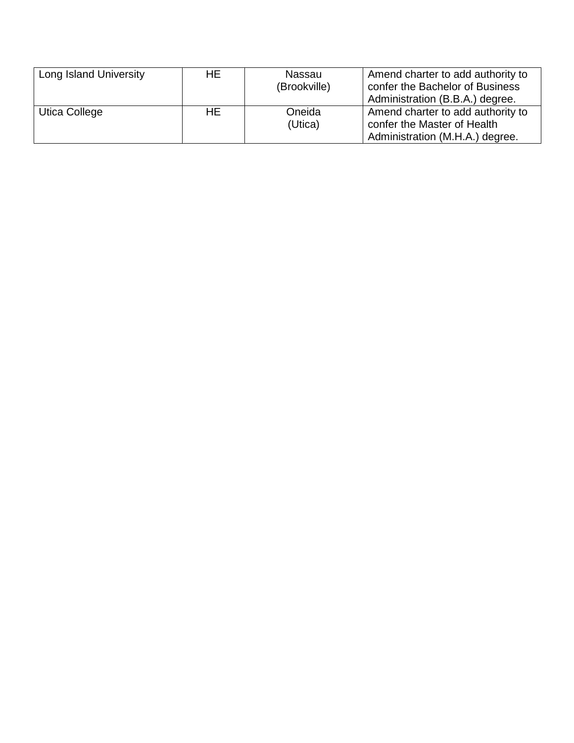| | | | |
|---|---|---|---|
| Long Island University | HE | Nassau (Brookville) | Amend charter to add authority to confer the Bachelor of Business Administration (B.B.A.) degree. |
| Utica College | HE | Oneida (Utica) | Amend charter to add authority to confer the Master of Health Administration (M.H.A.) degree. |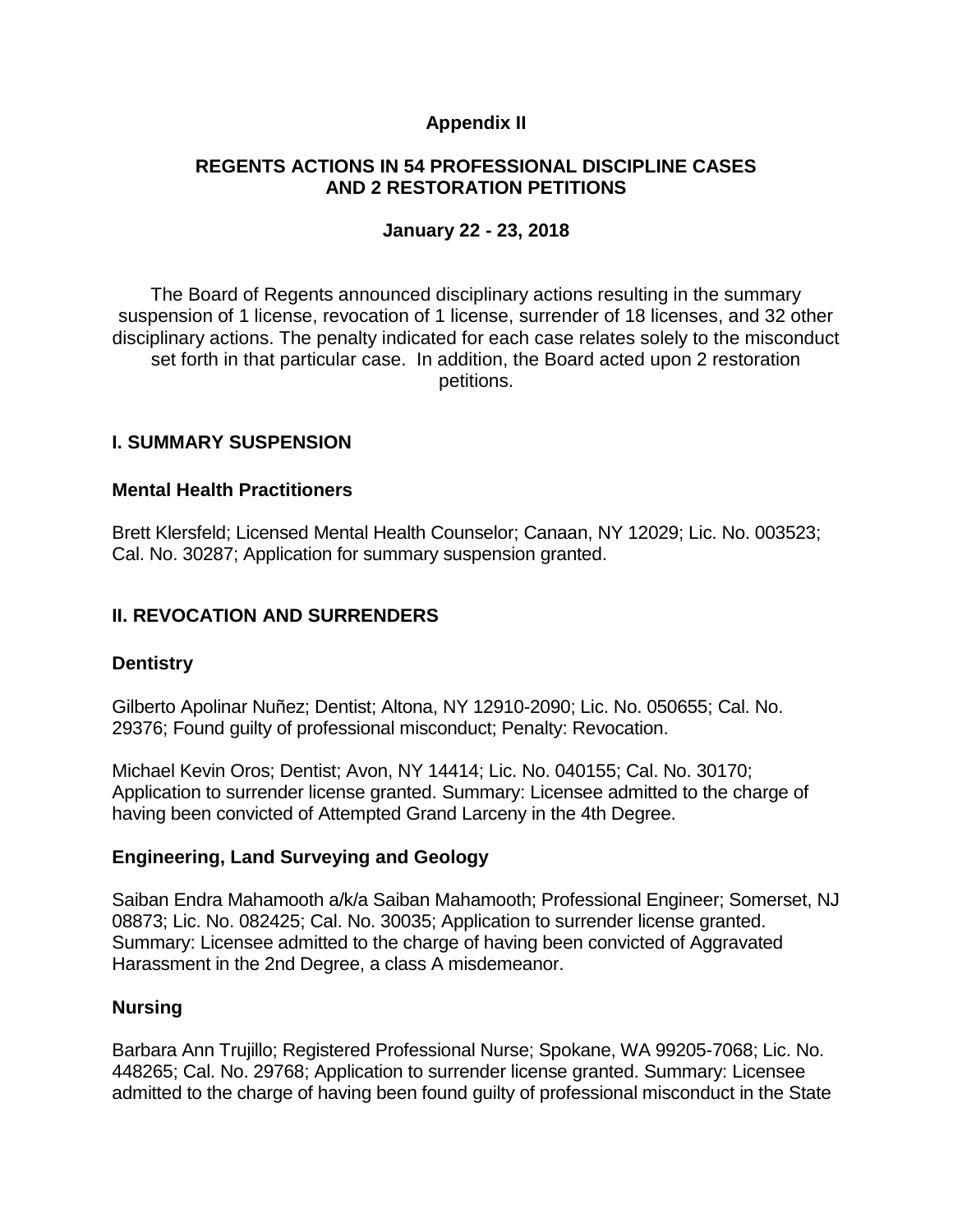**Appendix II**

**REGENTS ACTIONS IN 54 PROFESSIONAL DISCIPLINE CASES AND 2 RESTORATION PETITIONS**

**January 22 - 23, 2018**

The Board of Regents announced disciplinary actions resulting in the summary suspension of 1 license, revocation of 1 license, surrender of 18 licenses, and 32 other disciplinary actions. The penalty indicated for each case relates solely to the misconduct set forth in that particular case. In addition, the Board acted upon 2 restoration petitions.

## I. SUMMARY SUSPENSION

### Mental Health Practitioners

Brett Klersfeld; Licensed Mental Health Counselor; Canaan, NY 12029; Lic. No. 003523; Cal. No. 30287; Application for summary suspension granted.

## II. REVOCATION AND SURRENDERS

### Dentistry

Gilberto Apolinar Nuñez; Dentist; Altona, NY 12910-2090; Lic. No. 050655; Cal. No. 29376; Found guilty of professional misconduct; Penalty: Revocation.

Michael Kevin Oros; Dentist; Avon, NY 14414; Lic. No. 040155; Cal. No. 30170; Application to surrender license granted. Summary: Licensee admitted to the charge of having been convicted of Attempted Grand Larceny in the 4th Degree.

### Engineering, Land Surveying and Geology

Saiban Endra Mahamooth a/k/a Saiban Mahamooth; Professional Engineer; Somerset, NJ 08873; Lic. No. 082425; Cal. No. 30035; Application to surrender license granted. Summary: Licensee admitted to the charge of having been convicted of Aggravated Harassment in the 2nd Degree, a class A misdemeanor.

### Nursing

Barbara Ann Trujillo; Registered Professional Nurse; Spokane, WA 99205-7068; Lic. No. 448265; Cal. No. 29768; Application to surrender license granted. Summary: Licensee admitted to the charge of having been found guilty of professional misconduct in the State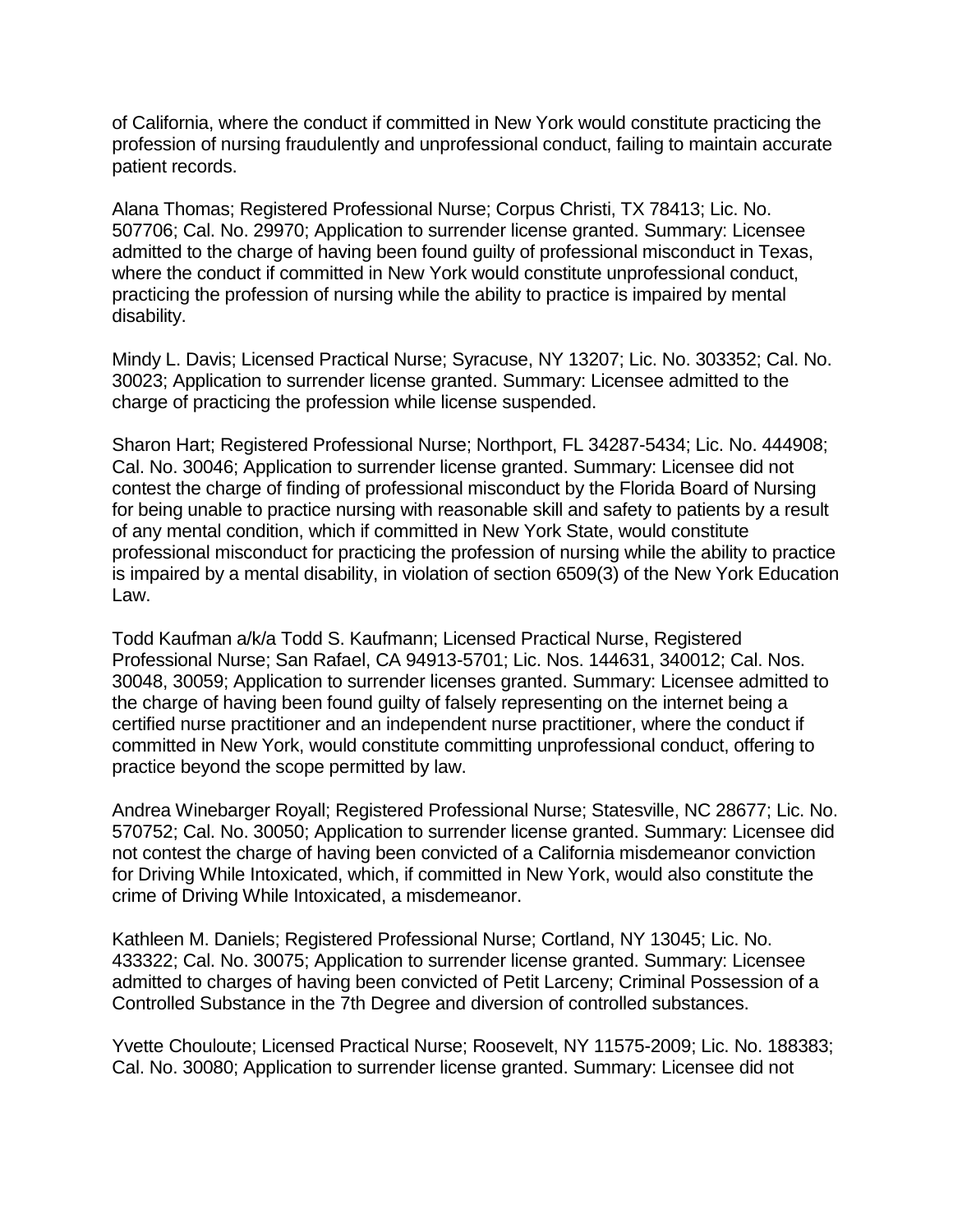of California, where the conduct if committed in New York would constitute practicing the profession of nursing fraudulently and unprofessional conduct, failing to maintain accurate patient records.

Alana Thomas; Registered Professional Nurse; Corpus Christi, TX 78413; Lic. No. 507706; Cal. No. 29970; Application to surrender license granted. Summary: Licensee admitted to the charge of having been found guilty of professional misconduct in Texas, where the conduct if committed in New York would constitute unprofessional conduct, practicing the profession of nursing while the ability to practice is impaired by mental disability.

Mindy L. Davis; Licensed Practical Nurse; Syracuse, NY 13207; Lic. No. 303352; Cal. No. 30023; Application to surrender license granted. Summary: Licensee admitted to the charge of practicing the profession while license suspended.

Sharon Hart; Registered Professional Nurse; Northport, FL 34287-5434; Lic. No. 444908; Cal. No. 30046; Application to surrender license granted. Summary: Licensee did not contest the charge of finding of professional misconduct by the Florida Board of Nursing for being unable to practice nursing with reasonable skill and safety to patients by a result of any mental condition, which if committed in New York State, would constitute professional misconduct for practicing the profession of nursing while the ability to practice is impaired by a mental disability, in violation of section 6509(3) of the New York Education Law.

Todd Kaufman a/k/a Todd S. Kaufmann; Licensed Practical Nurse, Registered Professional Nurse; San Rafael, CA 94913-5701; Lic. Nos. 144631, 340012; Cal. Nos. 30048, 30059; Application to surrender licenses granted. Summary: Licensee admitted to the charge of having been found guilty of falsely representing on the internet being a certified nurse practitioner and an independent nurse practitioner, where the conduct if committed in New York, would constitute committing unprofessional conduct, offering to practice beyond the scope permitted by law.

Andrea Winebarger Royall; Registered Professional Nurse; Statesville, NC 28677; Lic. No. 570752; Cal. No. 30050; Application to surrender license granted. Summary: Licensee did not contest the charge of having been convicted of a California misdemeanor conviction for Driving While Intoxicated, which, if committed in New York, would also constitute the crime of Driving While Intoxicated, a misdemeanor.

Kathleen M. Daniels; Registered Professional Nurse; Cortland, NY 13045; Lic. No. 433322; Cal. No. 30075; Application to surrender license granted. Summary: Licensee admitted to charges of having been convicted of Petit Larceny; Criminal Possession of a Controlled Substance in the 7th Degree and diversion of controlled substances.

Yvette Chouloute; Licensed Practical Nurse; Roosevelt, NY 11575-2009; Lic. No. 188383; Cal. No. 30080; Application to surrender license granted. Summary: Licensee did not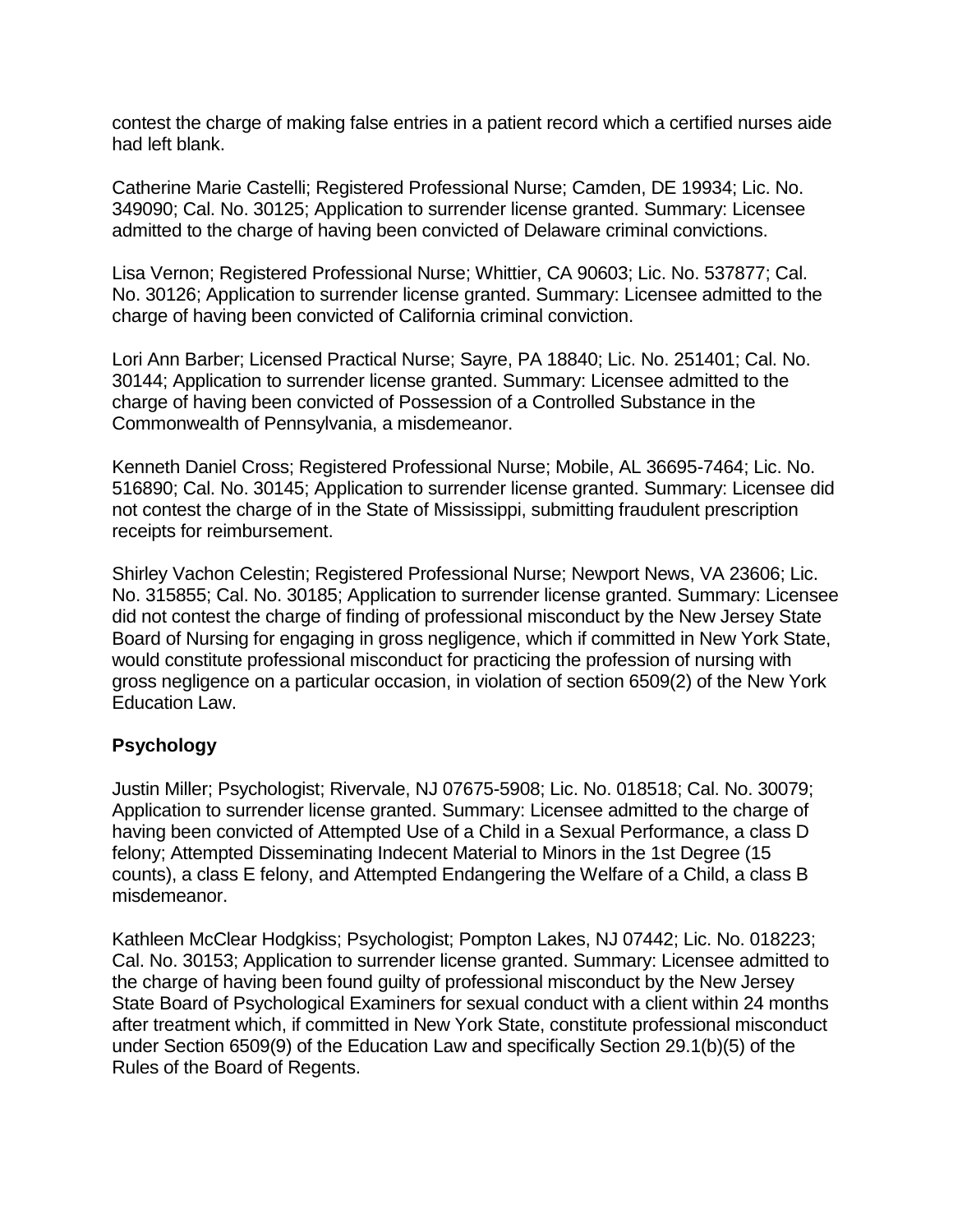contest the charge of making false entries in a patient record which a certified nurses aide had left blank.

Catherine Marie Castelli; Registered Professional Nurse; Camden, DE 19934; Lic. No. 349090; Cal. No. 30125; Application to surrender license granted. Summary: Licensee admitted to the charge of having been convicted of Delaware criminal convictions.

Lisa Vernon; Registered Professional Nurse; Whittier, CA 90603; Lic. No. 537877; Cal. No. 30126; Application to surrender license granted. Summary: Licensee admitted to the charge of having been convicted of California criminal conviction.

Lori Ann Barber; Licensed Practical Nurse; Sayre, PA 18840; Lic. No. 251401; Cal. No. 30144; Application to surrender license granted. Summary: Licensee admitted to the charge of having been convicted of Possession of a Controlled Substance in the Commonwealth of Pennsylvania, a misdemeanor.

Kenneth Daniel Cross; Registered Professional Nurse; Mobile, AL 36695-7464; Lic. No. 516890; Cal. No. 30145; Application to surrender license granted. Summary: Licensee did not contest the charge of in the State of Mississippi, submitting fraudulent prescription receipts for reimbursement.

Shirley Vachon Celestin; Registered Professional Nurse; Newport News, VA 23606; Lic. No. 315855; Cal. No. 30185; Application to surrender license granted. Summary: Licensee did not contest the charge of finding of professional misconduct by the New Jersey State Board of Nursing for engaging in gross negligence, which if committed in New York State, would constitute professional misconduct for practicing the profession of nursing with gross negligence on a particular occasion, in violation of section 6509(2) of the New York Education Law.

### Psychology

Justin Miller; Psychologist; Rivervale, NJ 07675-5908; Lic. No. 018518; Cal. No. 30079; Application to surrender license granted. Summary: Licensee admitted to the charge of having been convicted of Attempted Use of a Child in a Sexual Performance, a class D felony; Attempted Disseminating Indecent Material to Minors in the 1st Degree (15 counts), a class E felony, and Attempted Endangering the Welfare of a Child, a class B misdemeanor.

Kathleen McClear Hodgkiss; Psychologist; Pompton Lakes, NJ 07442; Lic. No. 018223; Cal. No. 30153; Application to surrender license granted. Summary: Licensee admitted to the charge of having been found guilty of professional misconduct by the New Jersey State Board of Psychological Examiners for sexual conduct with a client within 24 months after treatment which, if committed in New York State, constitute professional misconduct under Section 6509(9) of the Education Law and specifically Section 29.1(b)(5) of the Rules of the Board of Regents.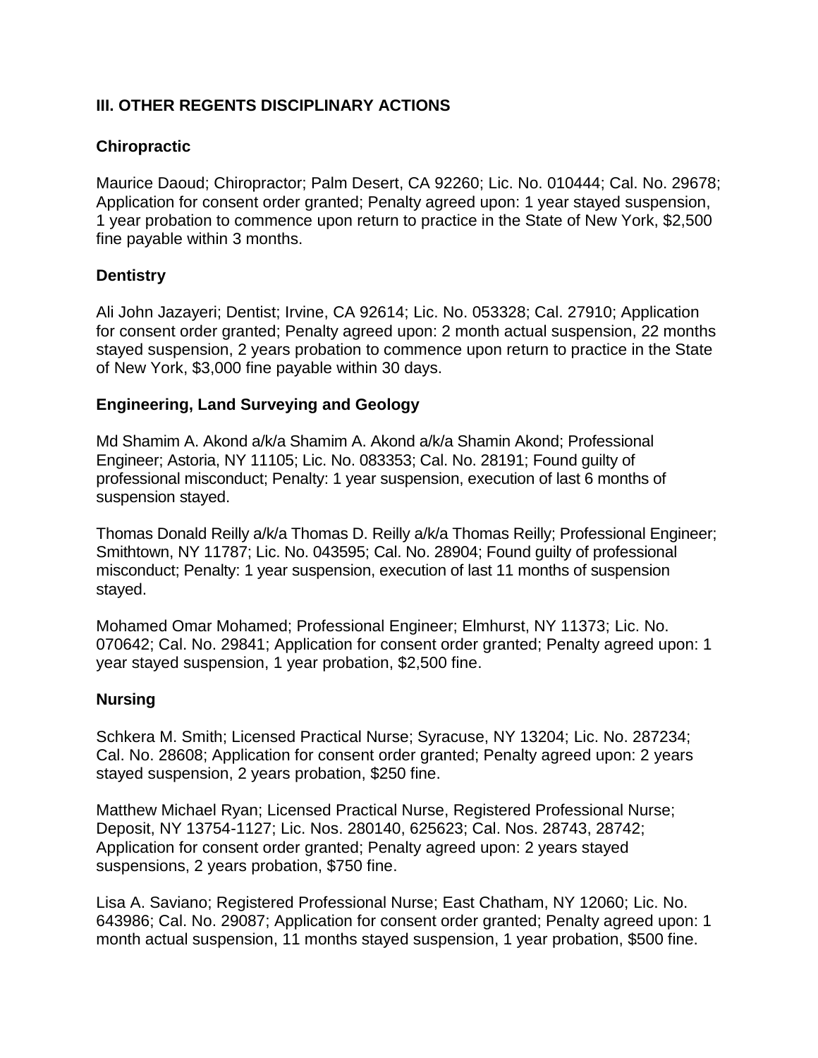## III. OTHER REGENTS DISCIPLINARY ACTIONS

### Chiropractic

Maurice Daoud; Chiropractor; Palm Desert, CA 92260; Lic. No. 010444; Cal. No. 29678; Application for consent order granted; Penalty agreed upon: 1 year stayed suspension, 1 year probation to commence upon return to practice in the State of New York, $2,500 fine payable within 3 months.

### Dentistry

Ali John Jazayeri; Dentist; Irvine, CA 92614; Lic. No. 053328; Cal. 27910; Application for consent order granted; Penalty agreed upon: 2 month actual suspension, 22 months stayed suspension, 2 years probation to commence upon return to practice in the State of New York, $3,000 fine payable within 30 days.

### Engineering, Land Surveying and Geology

Md Shamim A. Akond a/k/a Shamim A. Akond a/k/a Shamin Akond; Professional Engineer; Astoria, NY 11105; Lic. No. 083353; Cal. No. 28191; Found guilty of professional misconduct; Penalty: 1 year suspension, execution of last 6 months of suspension stayed.

Thomas Donald Reilly a/k/a Thomas D. Reilly a/k/a Thomas Reilly; Professional Engineer; Smithtown, NY 11787; Lic. No. 043595; Cal. No. 28904; Found guilty of professional misconduct; Penalty: 1 year suspension, execution of last 11 months of suspension stayed.

Mohamed Omar Mohamed; Professional Engineer; Elmhurst, NY 11373; Lic. No. 070642; Cal. No. 29841; Application for consent order granted; Penalty agreed upon: 1 year stayed suspension, 1 year probation, $2,500 fine.

### Nursing

Schkera M. Smith; Licensed Practical Nurse; Syracuse, NY 13204; Lic. No. 287234; Cal. No. 28608; Application for consent order granted; Penalty agreed upon: 2 years stayed suspension, 2 years probation, $250 fine.

Matthew Michael Ryan; Licensed Practical Nurse, Registered Professional Nurse; Deposit, NY 13754-1127; Lic. Nos. 280140, 625623; Cal. Nos. 28743, 28742; Application for consent order granted; Penalty agreed upon: 2 years stayed suspensions, 2 years probation, $750 fine.

Lisa A. Saviano; Registered Professional Nurse; East Chatham, NY 12060; Lic. No. 643986; Cal. No. 29087; Application for consent order granted; Penalty agreed upon: 1 month actual suspension, 11 months stayed suspension, 1 year probation, $500 fine.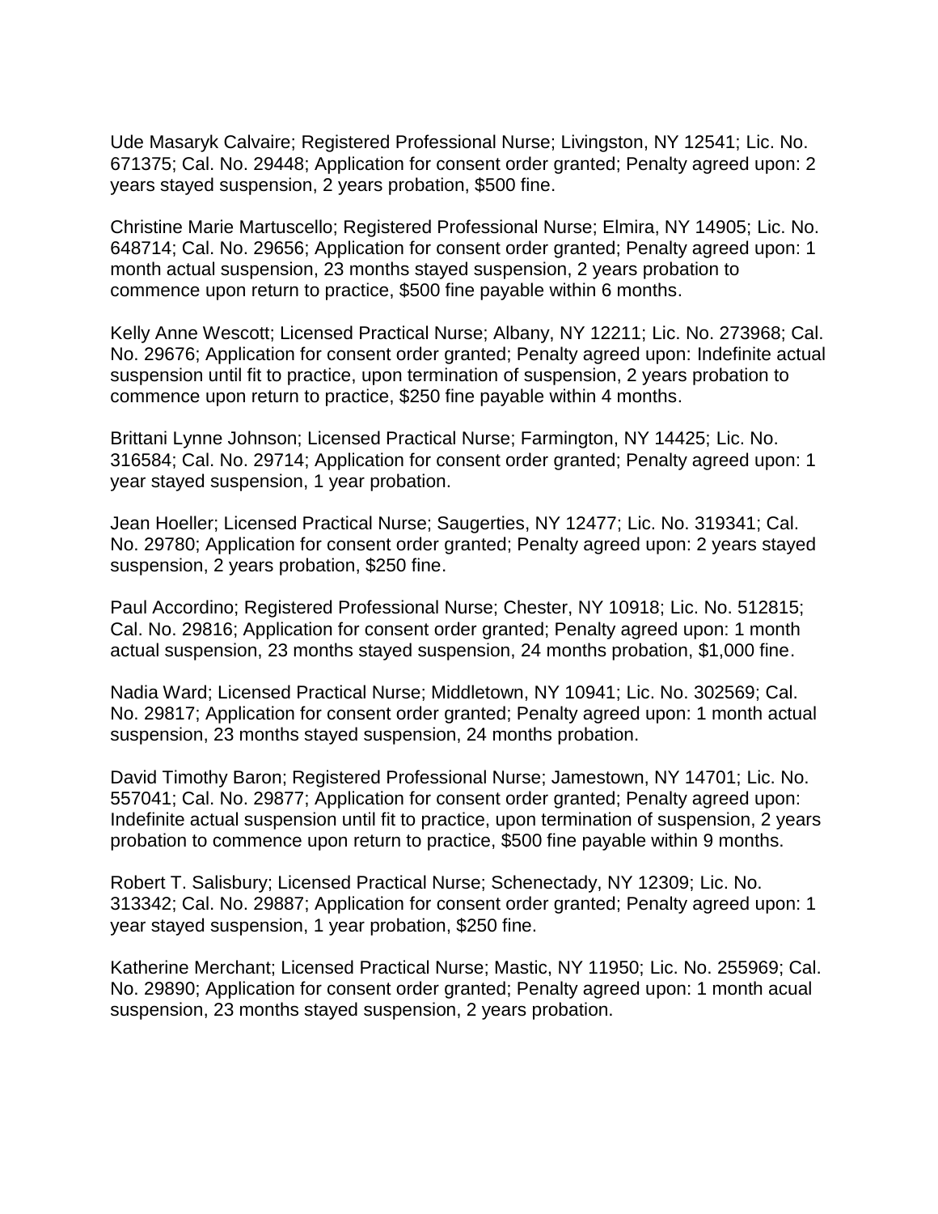Ude Masaryk Calvaire; Registered Professional Nurse; Livingston, NY 12541; Lic. No. 671375; Cal. No. 29448; Application for consent order granted; Penalty agreed upon: 2 years stayed suspension, 2 years probation, $500 fine.

Christine Marie Martuscello; Registered Professional Nurse; Elmira, NY 14905; Lic. No. 648714; Cal. No. 29656; Application for consent order granted; Penalty agreed upon: 1 month actual suspension, 23 months stayed suspension, 2 years probation to commence upon return to practice, $500 fine payable within 6 months.

Kelly Anne Wescott; Licensed Practical Nurse; Albany, NY 12211; Lic. No. 273968; Cal. No. 29676; Application for consent order granted; Penalty agreed upon: Indefinite actual suspension until fit to practice, upon termination of suspension, 2 years probation to commence upon return to practice, $250 fine payable within 4 months.

Brittani Lynne Johnson; Licensed Practical Nurse; Farmington, NY 14425; Lic. No. 316584; Cal. No. 29714; Application for consent order granted; Penalty agreed upon: 1 year stayed suspension, 1 year probation.

Jean Hoeller; Licensed Practical Nurse; Saugerties, NY 12477; Lic. No. 319341; Cal. No. 29780; Application for consent order granted; Penalty agreed upon: 2 years stayed suspension, 2 years probation, $250 fine.

Paul Accordino; Registered Professional Nurse; Chester, NY 10918; Lic. No. 512815; Cal. No. 29816; Application for consent order granted; Penalty agreed upon: 1 month actual suspension, 23 months stayed suspension, 24 months probation, $1,000 fine.

Nadia Ward; Licensed Practical Nurse; Middletown, NY 10941; Lic. No. 302569; Cal. No. 29817; Application for consent order granted; Penalty agreed upon: 1 month actual suspension, 23 months stayed suspension, 24 months probation.

David Timothy Baron; Registered Professional Nurse; Jamestown, NY 14701; Lic. No. 557041; Cal. No. 29877; Application for consent order granted; Penalty agreed upon: Indefinite actual suspension until fit to practice, upon termination of suspension, 2 years probation to commence upon return to practice, $500 fine payable within 9 months.

Robert T. Salisbury; Licensed Practical Nurse; Schenectady, NY 12309; Lic. No. 313342; Cal. No. 29887; Application for consent order granted; Penalty agreed upon: 1 year stayed suspension, 1 year probation, $250 fine.

Katherine Merchant; Licensed Practical Nurse; Mastic, NY 11950; Lic. No. 255969; Cal. No. 29890; Application for consent order granted; Penalty agreed upon: 1 month acual suspension, 23 months stayed suspension, 2 years probation.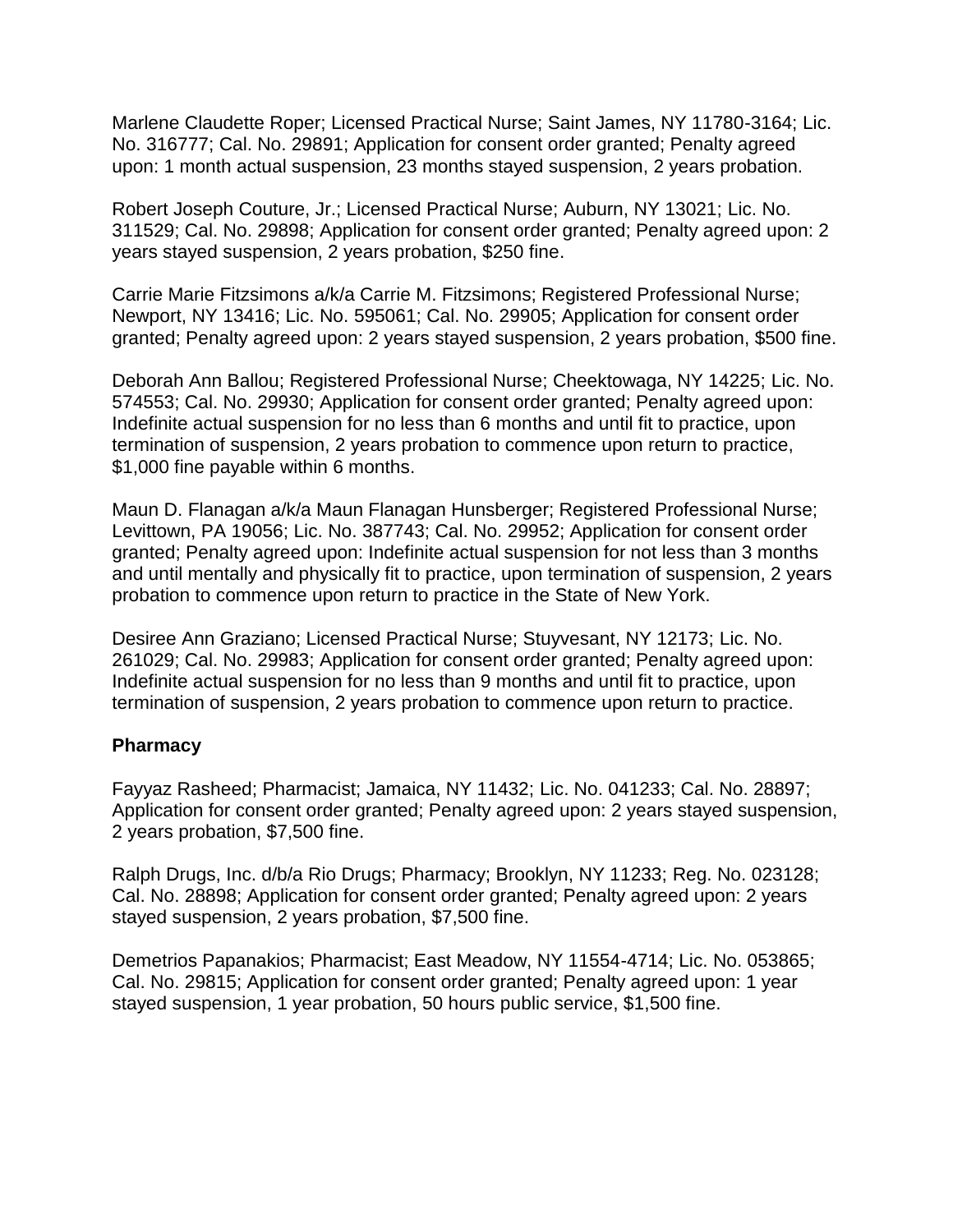Marlene Claudette Roper; Licensed Practical Nurse; Saint James, NY 11780-3164; Lic. No. 316777; Cal. No. 29891; Application for consent order granted; Penalty agreed upon: 1 month actual suspension, 23 months stayed suspension, 2 years probation.

Robert Joseph Couture, Jr.; Licensed Practical Nurse; Auburn, NY 13021; Lic. No. 311529; Cal. No. 29898; Application for consent order granted; Penalty agreed upon: 2 years stayed suspension, 2 years probation, $250 fine.

Carrie Marie Fitzsimons a/k/a Carrie M. Fitzsimons; Registered Professional Nurse; Newport, NY 13416; Lic. No. 595061; Cal. No. 29905; Application for consent order granted; Penalty agreed upon: 2 years stayed suspension, 2 years probation, $500 fine.

Deborah Ann Ballou; Registered Professional Nurse; Cheektowaga, NY 14225; Lic. No. 574553; Cal. No. 29930; Application for consent order granted; Penalty agreed upon: Indefinite actual suspension for no less than 6 months and until fit to practice, upon termination of suspension, 2 years probation to commence upon return to practice, $1,000 fine payable within 6 months.

Maun D. Flanagan a/k/a Maun Flanagan Hunsberger; Registered Professional Nurse; Levittown, PA 19056; Lic. No. 387743; Cal. No. 29952; Application for consent order granted; Penalty agreed upon: Indefinite actual suspension for not less than 3 months and until mentally and physically fit to practice, upon termination of suspension, 2 years probation to commence upon return to practice in the State of New York.

Desiree Ann Graziano; Licensed Practical Nurse; Stuyvesant, NY 12173; Lic. No. 261029; Cal. No. 29983; Application for consent order granted; Penalty agreed upon: Indefinite actual suspension for no less than 9 months and until fit to practice, upon termination of suspension, 2 years probation to commence upon return to practice.

**Pharmacy**

Fayyaz Rasheed; Pharmacist; Jamaica, NY 11432; Lic. No. 041233; Cal. No. 28897; Application for consent order granted; Penalty agreed upon: 2 years stayed suspension, 2 years probation, $7,500 fine.

Ralph Drugs, Inc. d/b/a Rio Drugs; Pharmacy; Brooklyn, NY 11233; Reg. No. 023128; Cal. No. 28898; Application for consent order granted; Penalty agreed upon: 2 years stayed suspension, 2 years probation, $7,500 fine.

Demetrios Papanakios; Pharmacist; East Meadow, NY 11554-4714; Lic. No. 053865; Cal. No. 29815; Application for consent order granted; Penalty agreed upon: 1 year stayed suspension, 1 year probation, 50 hours public service, $1,500 fine.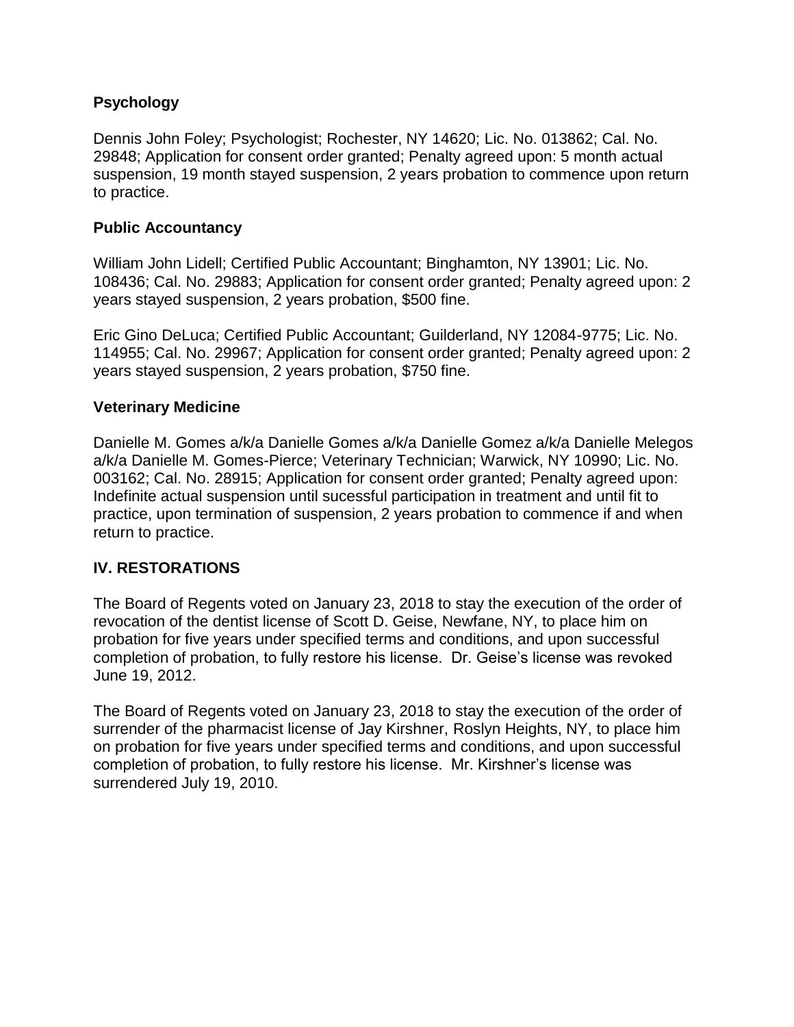### Psychology

Dennis John Foley; Psychologist; Rochester, NY 14620; Lic. No. 013862; Cal. No. 29848; Application for consent order granted; Penalty agreed upon: 5 month actual suspension, 19 month stayed suspension, 2 years probation to commence upon return to practice.

### Public Accountancy

William John Lidell; Certified Public Accountant; Binghamton, NY 13901; Lic. No. 108436; Cal. No. 29883; Application for consent order granted; Penalty agreed upon: 2 years stayed suspension, 2 years probation, $500 fine.

Eric Gino DeLuca; Certified Public Accountant; Guilderland, NY 12084-9775; Lic. No. 114955; Cal. No. 29967; Application for consent order granted; Penalty agreed upon: 2 years stayed suspension, 2 years probation, $750 fine.

### Veterinary Medicine

Danielle M. Gomes a/k/a Danielle Gomes a/k/a Danielle Gomez a/k/a Danielle Melegos a/k/a Danielle M. Gomes-Pierce; Veterinary Technician; Warwick, NY 10990; Lic. No. 003162; Cal. No. 28915; Application for consent order granted; Penalty agreed upon: Indefinite actual suspension until sucessful participation in treatment and until fit to practice, upon termination of suspension, 2 years probation to commence if and when return to practice.

## IV. RESTORATIONS

The Board of Regents voted on January 23, 2018 to stay the execution of the order of revocation of the dentist license of Scott D. Geise, Newfane, NY, to place him on probation for five years under specified terms and conditions, and upon successful completion of probation, to fully restore his license. Dr. Geise's license was revoked June 19, 2012.

The Board of Regents voted on January 23, 2018 to stay the execution of the order of surrender of the pharmacist license of Jay Kirshner, Roslyn Heights, NY, to place him on probation for five years under specified terms and conditions, and upon successful completion of probation, to fully restore his license. Mr. Kirshner's license was surrendered July 19, 2010.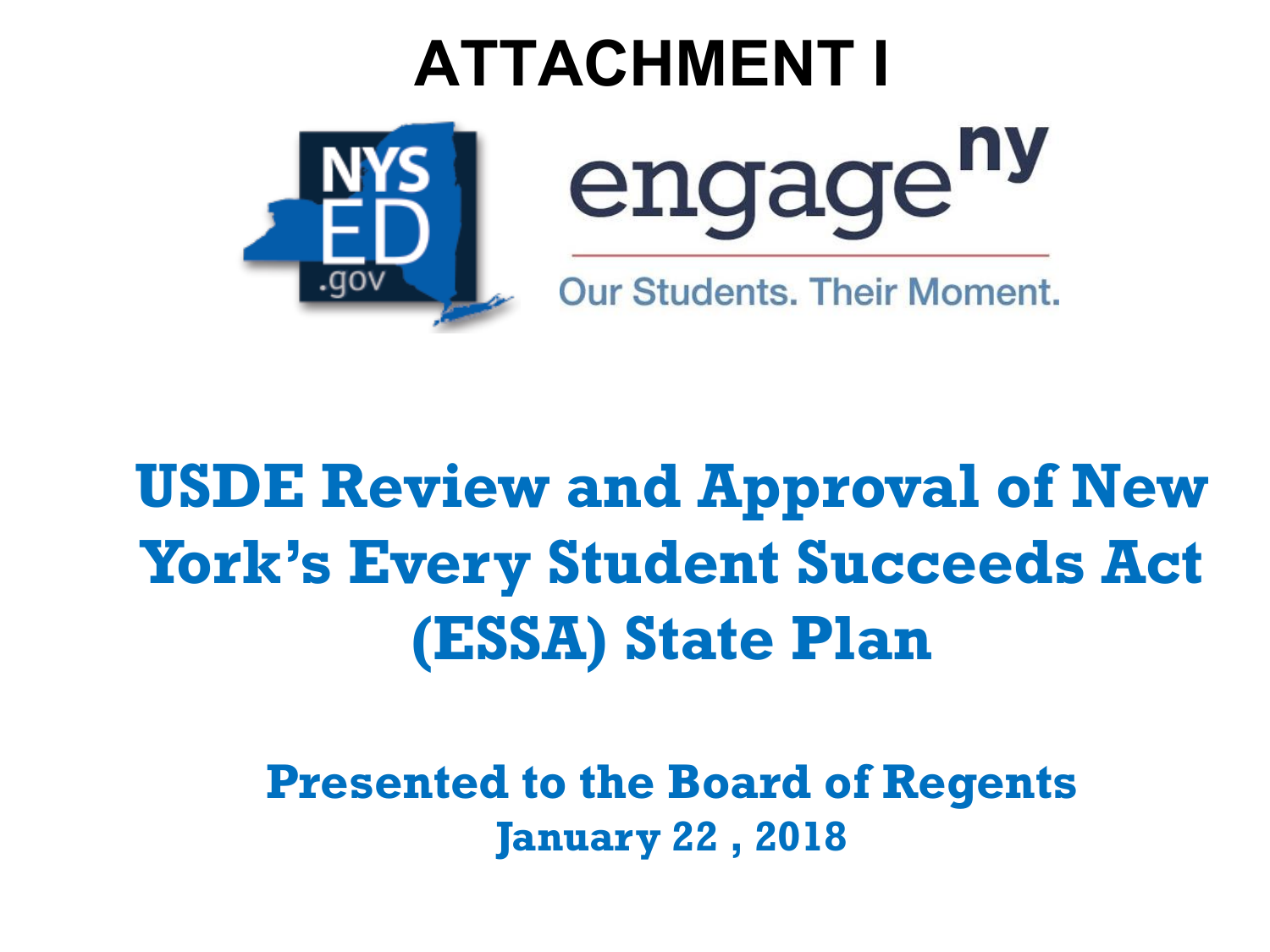# ATTACHMENT I

NYS ED .gov

engage[ny]

Our Students. Their Moment.

## USDE Review and Approval of New York's Every Student Succeeds Act (ESSA) State Plan

**Presented to the Board of Regents**

**January 22 , 2018**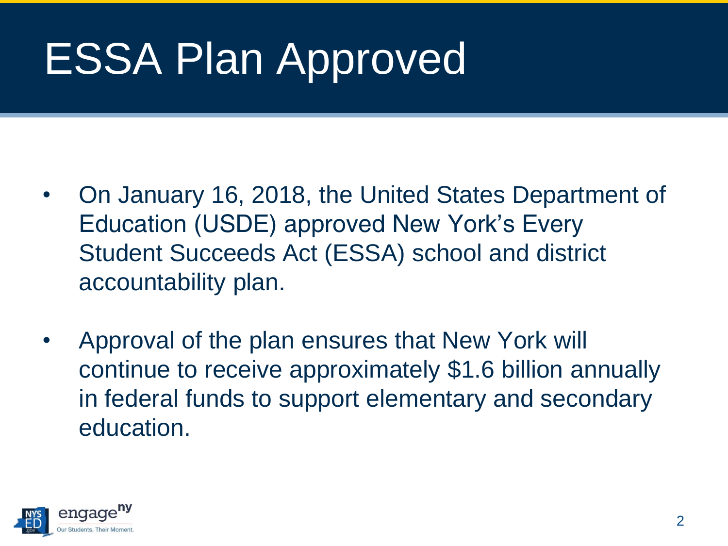# ESSA Plan Approved

- On January 16, 2018, the United States Department of Education (USDE) approved New York's Every Student Succeeds Act (ESSA) school and district accountability plan.
- Approval of the plan ensures that New York will continue to receive approximately $1.6 billion annually in federal funds to support elementary and secondary education.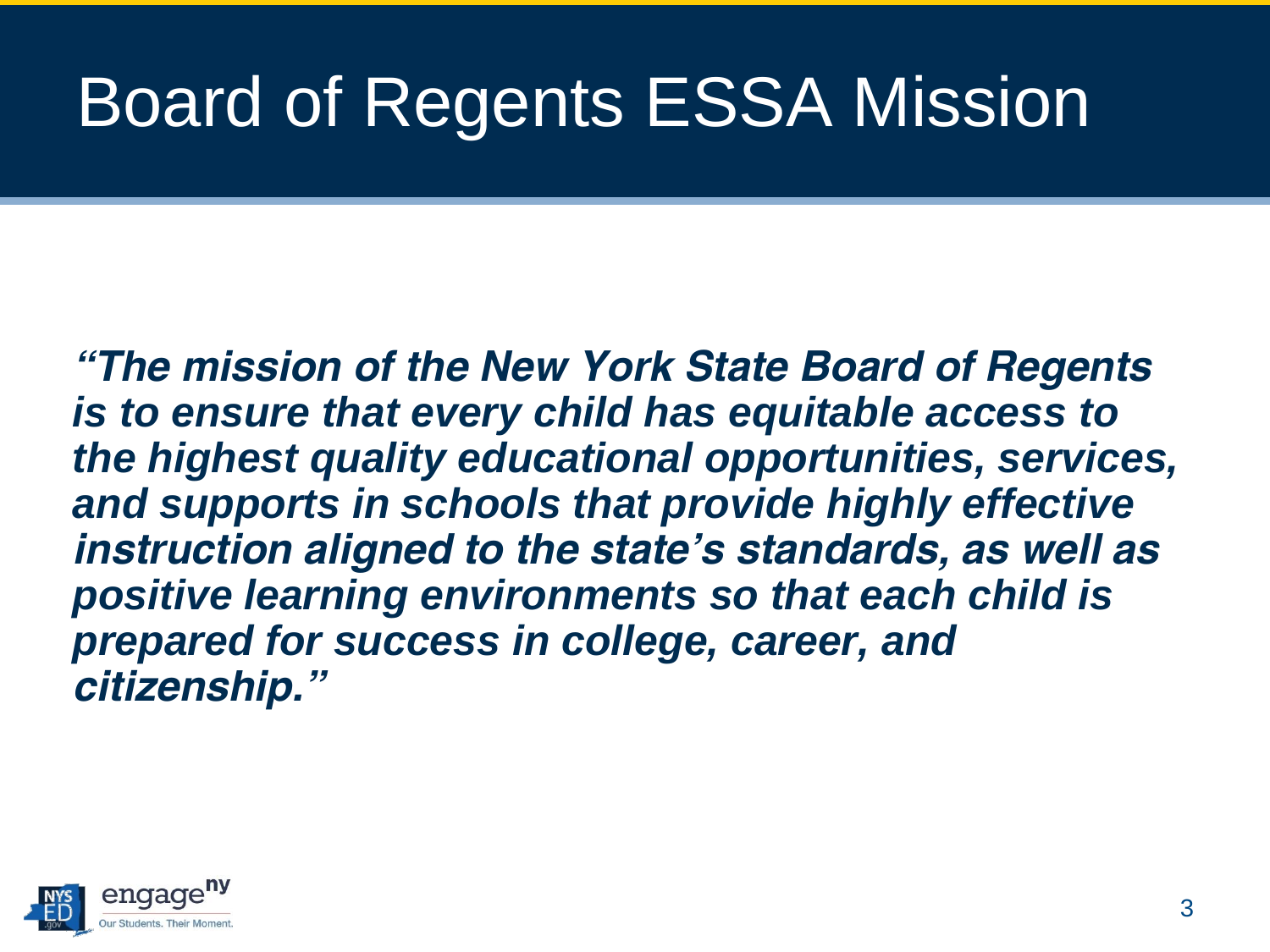# Board of Regents ESSA Mission

***"The mission of the New York State Board of Regents is to ensure that every child has equitable access to the highest quality educational opportunities, services, and supports in schools that provide highly effective instruction aligned to the state's standards, as well as positive learning environments so that each child is prepared for success in college, career, and citizenship."***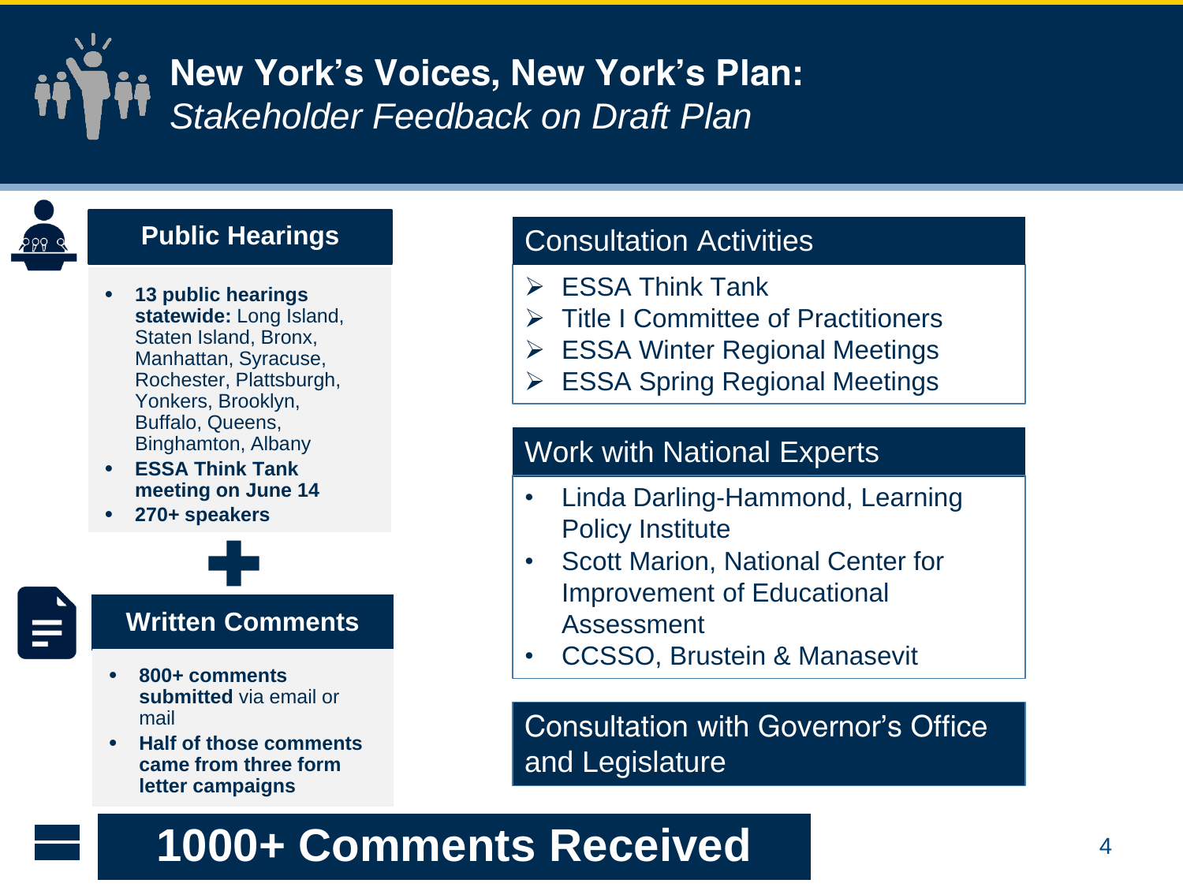# New York's Voices, New York's Plan:
*Stakeholder Feedback on Draft Plan*

## Public Hearings

- **13 public hearings statewide:** Long Island, Staten Island, Bronx, Manhattan, Syracuse, Rochester, Plattsburgh, Yonkers, Brooklyn, Buffalo, Queens, Binghamton, Albany
- **ESSA Think Tank meeting on June 14**
- **270+ speakers**

+

## Written Comments

- **800+ comments submitted** via email or mail
- **Half of those comments came from three form letter campaigns**

## Consultation Activities

- ESSA Think Tank
- Title I Committee of Practitioners
- ESSA Winter Regional Meetings
- ESSA Spring Regional Meetings

## Work with National Experts

- Linda Darling-Hammond, Learning Policy Institute
- Scott Marion, National Center for Improvement of Educational Assessment
- CCSSO, Brustein & Manasevit

## Consultation with Governor's Office and Legislature

# 1000+ Comments Received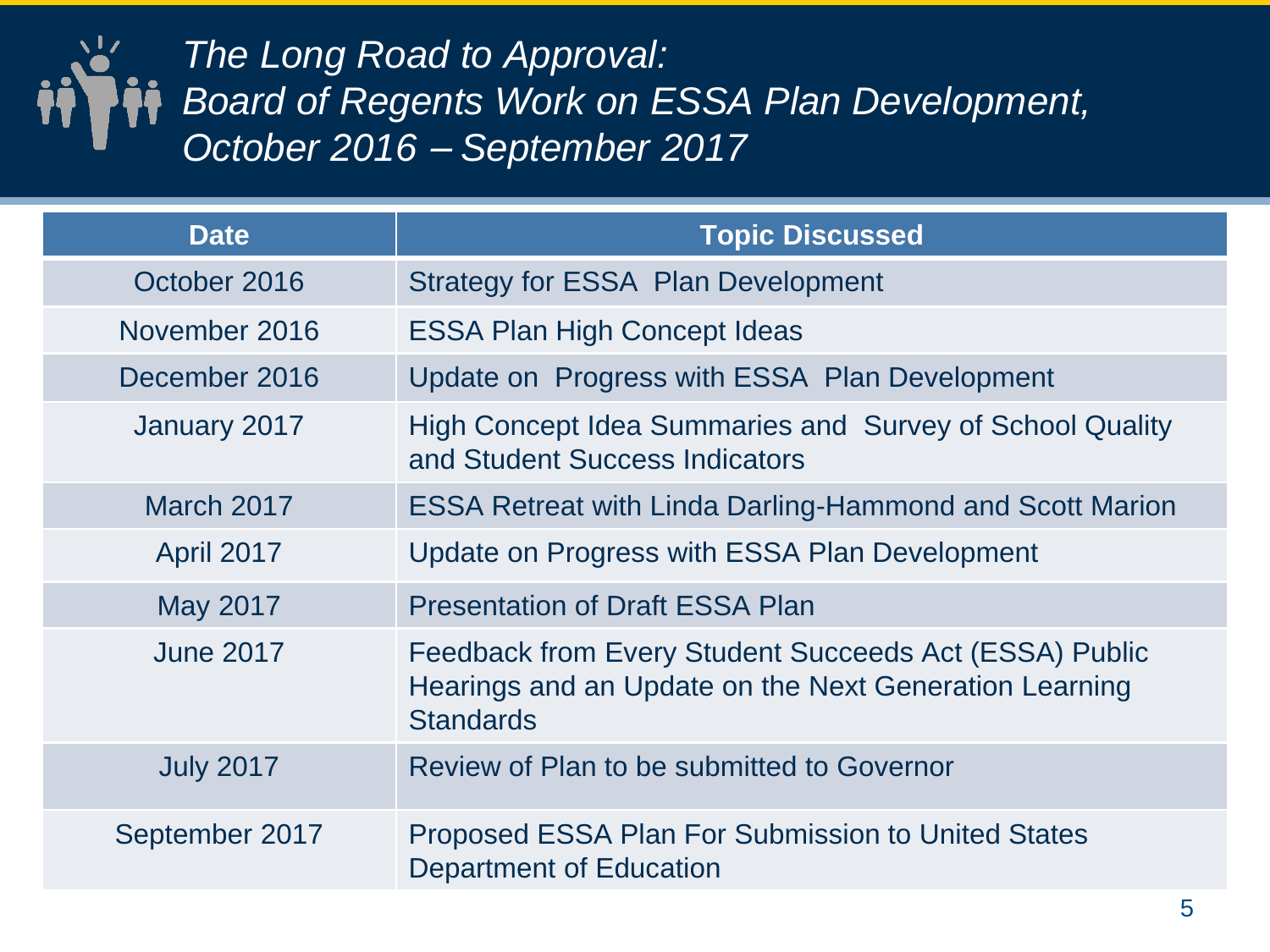# *The Long Road to Approval: Board of Regents Work on ESSA Plan Development, October 2016 – September 2017*

| Date | Topic Discussed |
| --- | --- |
| October 2016 | Strategy for ESSA Plan Development |
| November 2016 | ESSA Plan High Concept Ideas |
| December 2016 | Update on Progress with ESSA Plan Development |
| January 2017 | High Concept Idea Summaries and Survey of School Quality and Student Success Indicators |
| March 2017 | ESSA Retreat with Linda Darling-Hammond and Scott Marion |
| April 2017 | Update on Progress with ESSA Plan Development |
| May 2017 | Presentation of Draft ESSA Plan |
| June 2017 | Feedback from Every Student Succeeds Act (ESSA) Public Hearings and an Update on the Next Generation Learning Standards |
| July 2017 | Review of Plan to be submitted to Governor |
| September 2017 | Proposed ESSA Plan For Submission to United States Department of Education |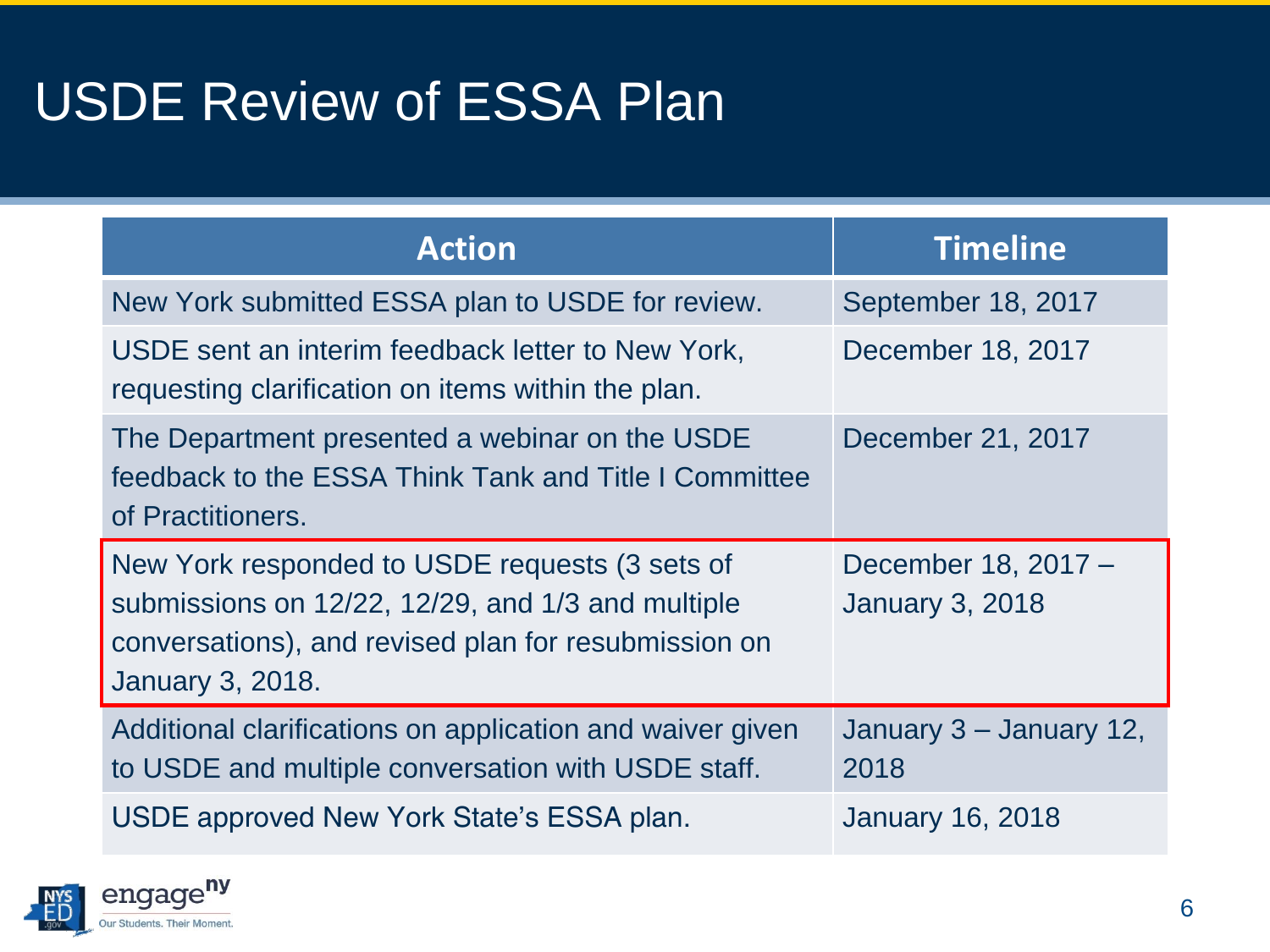# USDE Review of ESSA Plan

| Action | Timeline |
| --- | --- |
| New York submitted ESSA plan to USDE for review. | September 18, 2017 |
| USDE sent an interim feedback letter to New York, requesting clarification on items within the plan. | December 18, 2017 |
| The Department presented a webinar on the USDE feedback to the ESSA Think Tank and Title I Committee of Practitioners. | December 21, 2017 |
| New York responded to USDE requests (3 sets of submissions on 12/22, 12/29, and 1/3 and multiple conversations), and revised plan for resubmission on January 3, 2018. | December 18, 2017 – January 3, 2018 |
| Additional clarifications on application and waiver given to USDE and multiple conversation with USDE staff. | January 3 – January 12, 2018 |
| USDE approved New York State's ESSA plan. | January 16, 2018 |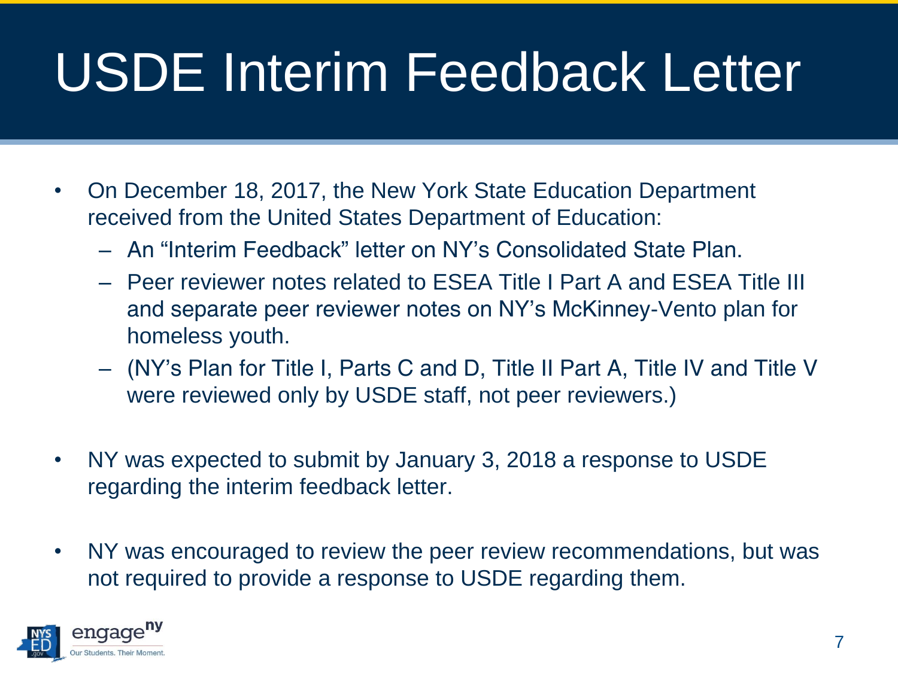# USDE Interim Feedback Letter

- On December 18, 2017, the New York State Education Department received from the United States Department of Education:
  - An "Interim Feedback" letter on NY's Consolidated State Plan.
  - Peer reviewer notes related to ESEA Title I Part A and ESEA Title III and separate peer reviewer notes on NY's McKinney-Vento plan for homeless youth.
  - (NY's Plan for Title I, Parts C and D, Title II Part A, Title IV and Title V were reviewed only by USDE staff, not peer reviewers.)
- NY was expected to submit by January 3, 2018 a response to USDE regarding the interim feedback letter.
- NY was encouraged to review the peer review recommendations, but was not required to provide a response to USDE regarding them.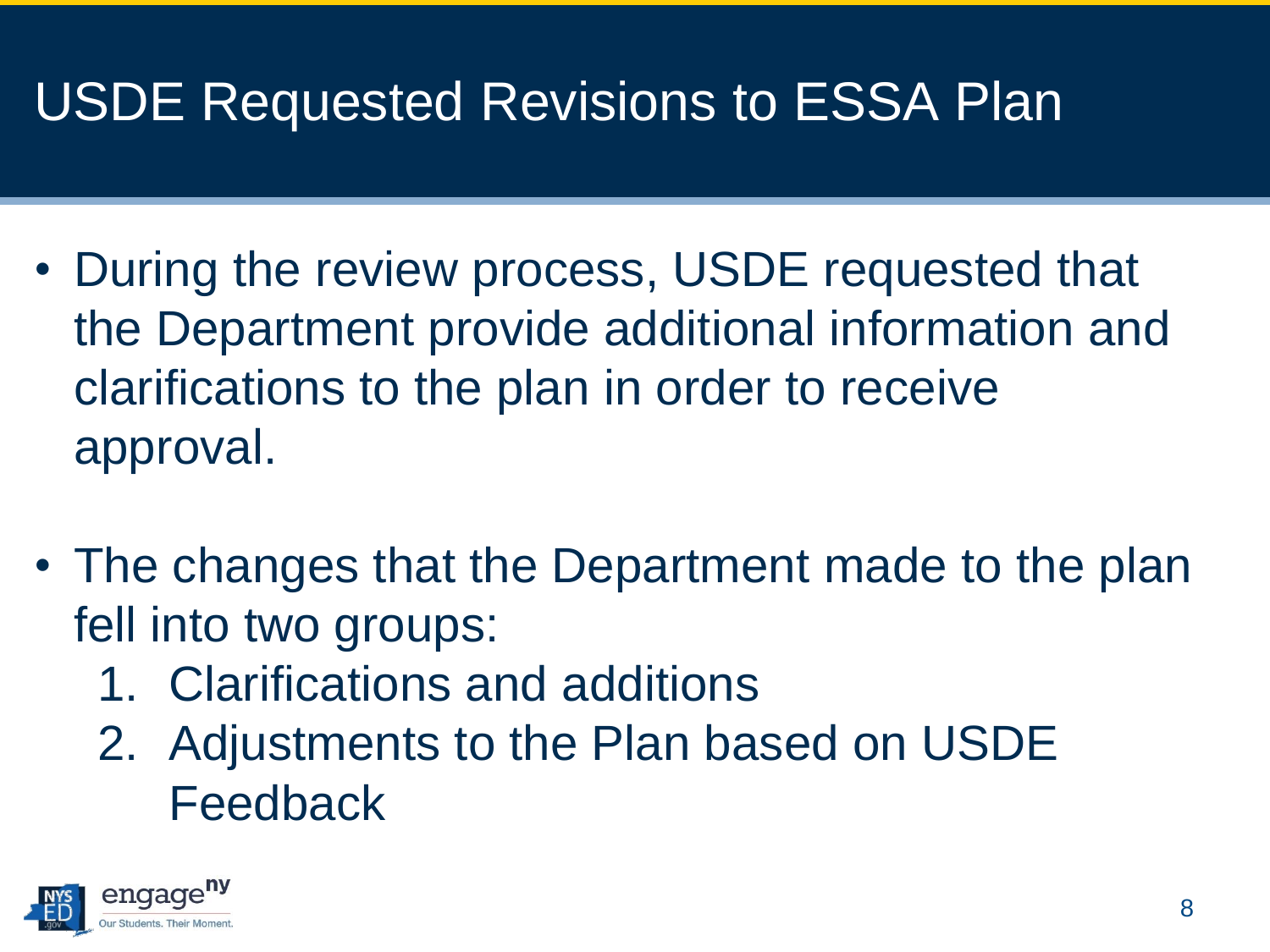# USDE Requested Revisions to ESSA Plan

- During the review process, USDE requested that the Department provide additional information and clarifications to the plan in order to receive approval.

- The changes that the Department made to the plan fell into two groups:
  1. Clarifications and additions
  2. Adjustments to the Plan based on USDE Feedback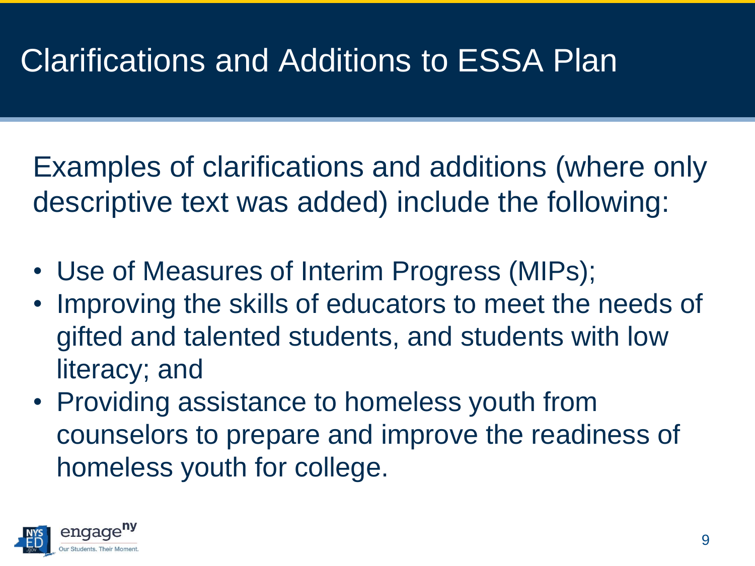# Clarifications and Additions to ESSA Plan

Examples of clarifications and additions (where only descriptive text was added) include the following:

- Use of Measures of Interim Progress (MIPs);
- Improving the skills of educators to meet the needs of gifted and talented students, and students with low literacy; and
- Providing assistance to homeless youth from counselors to prepare and improve the readiness of homeless youth for college.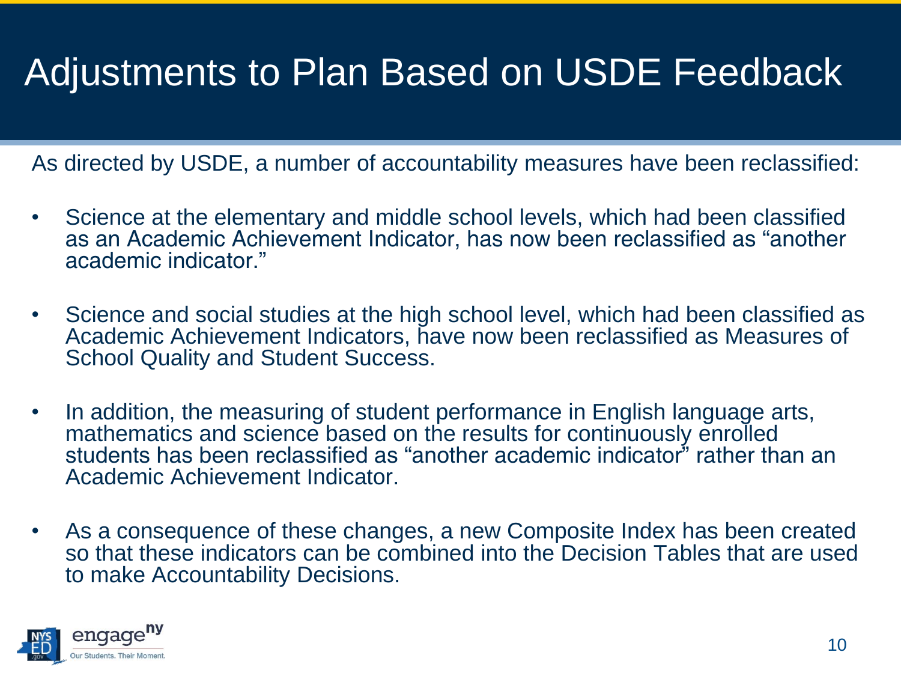# Adjustments to Plan Based on USDE Feedback

As directed by USDE, a number of accountability measures have been reclassified:

- Science at the elementary and middle school levels, which had been classified as an Academic Achievement Indicator, has now been reclassified as "another academic indicator."
- Science and social studies at the high school level, which had been classified as Academic Achievement Indicators, have now been reclassified as Measures of School Quality and Student Success.
- In addition, the measuring of student performance in English language arts, mathematics and science based on the results for continuously enrolled students has been reclassified as "another academic indicator" rather than an Academic Achievement Indicator.
- As a consequence of these changes, a new Composite Index has been created so that these indicators can be combined into the Decision Tables that are used to make Accountability Decisions.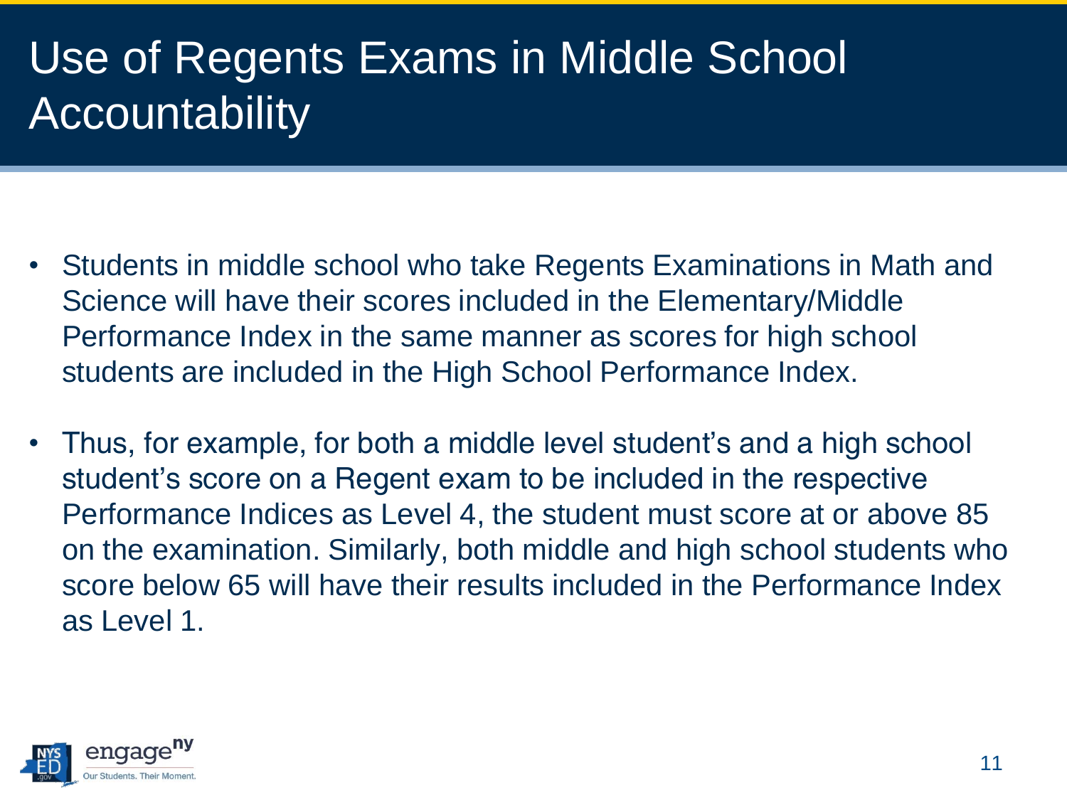# Use of Regents Exams in Middle School Accountability

- Students in middle school who take Regents Examinations in Math and Science will have their scores included in the Elementary/Middle Performance Index in the same manner as scores for high school students are included in the High School Performance Index.
- Thus, for example, for both a middle level student's and a high school student's score on a Regent exam to be included in the respective Performance Indices as Level 4, the student must score at or above 85 on the examination. Similarly, both middle and high school students who score below 65 will have their results included in the Performance Index as Level 1.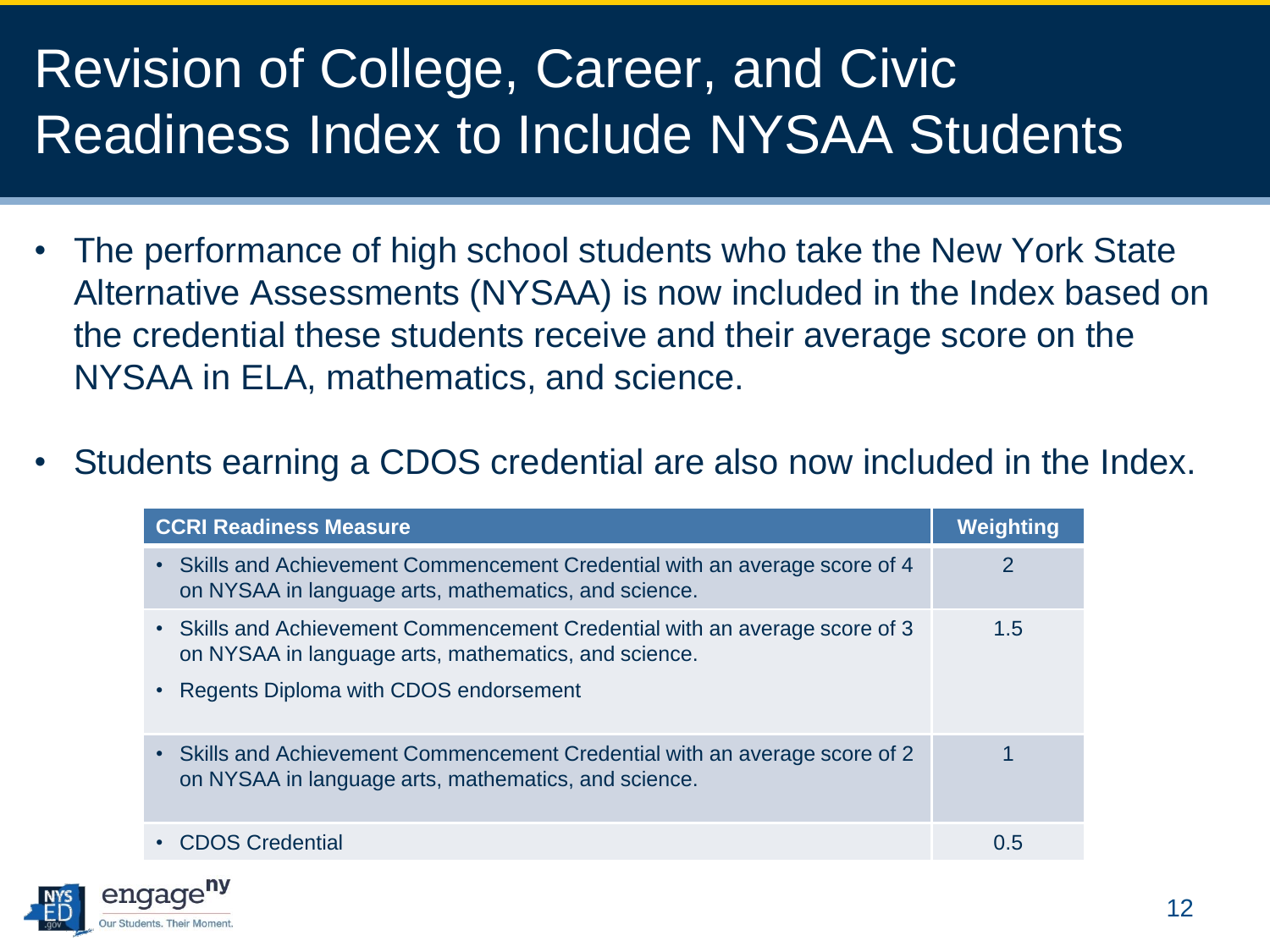# Revision of College, Career, and Civic Readiness Index to Include NYSAA Students

- The performance of high school students who take the New York State Alternative Assessments (NYSAA) is now included in the Index based on the credential these students receive and their average score on the NYSAA in ELA, mathematics, and science.
- Students earning a CDOS credential are also now included in the Index.

| CCRI Readiness Measure | Weighting |
|---|---|
| • Skills and Achievement Commencement Credential with an average score of 4 on NYSAA in language arts, mathematics, and science. | 2 |
| • Skills and Achievement Commencement Credential with an average score of 3 on NYSAA in language arts, mathematics, and science.<br>• Regents Diploma with CDOS endorsement | 1.5 |
| • Skills and Achievement Commencement Credential with an average score of 2 on NYSAA in language arts, mathematics, and science. | 1 |
| • CDOS Credential | 0.5 |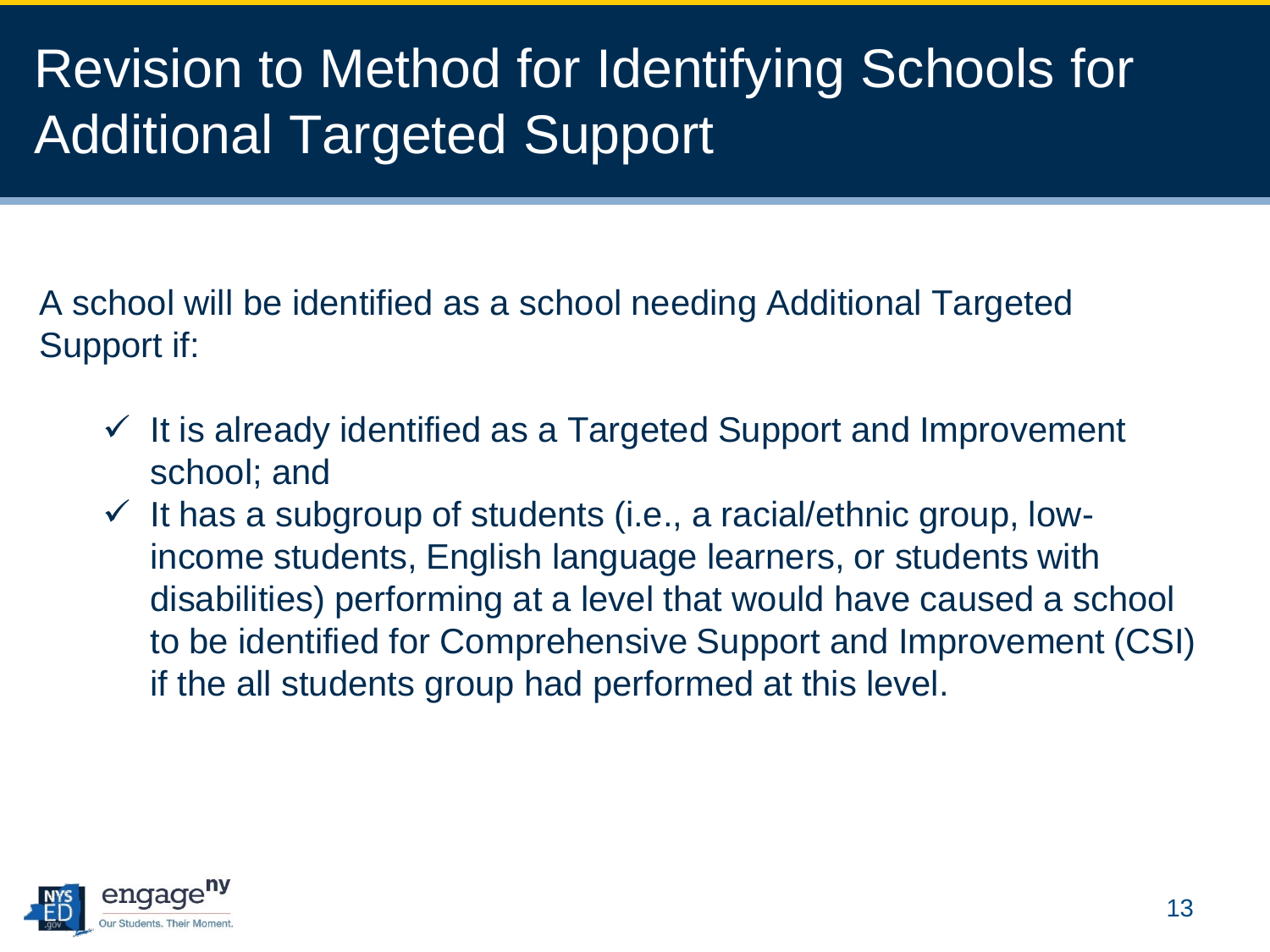# Revision to Method for Identifying Schools for Additional Targeted Support

A school will be identified as a school needing Additional Targeted Support if:

- ✓ It is already identified as a Targeted Support and Improvement school; and
- ✓ It has a subgroup of students (i.e., a racial/ethnic group, low-income students, English language learners, or students with disabilities) performing at a level that would have caused a school to be identified for Comprehensive Support and Improvement (CSI) if the all students group had performed at this level.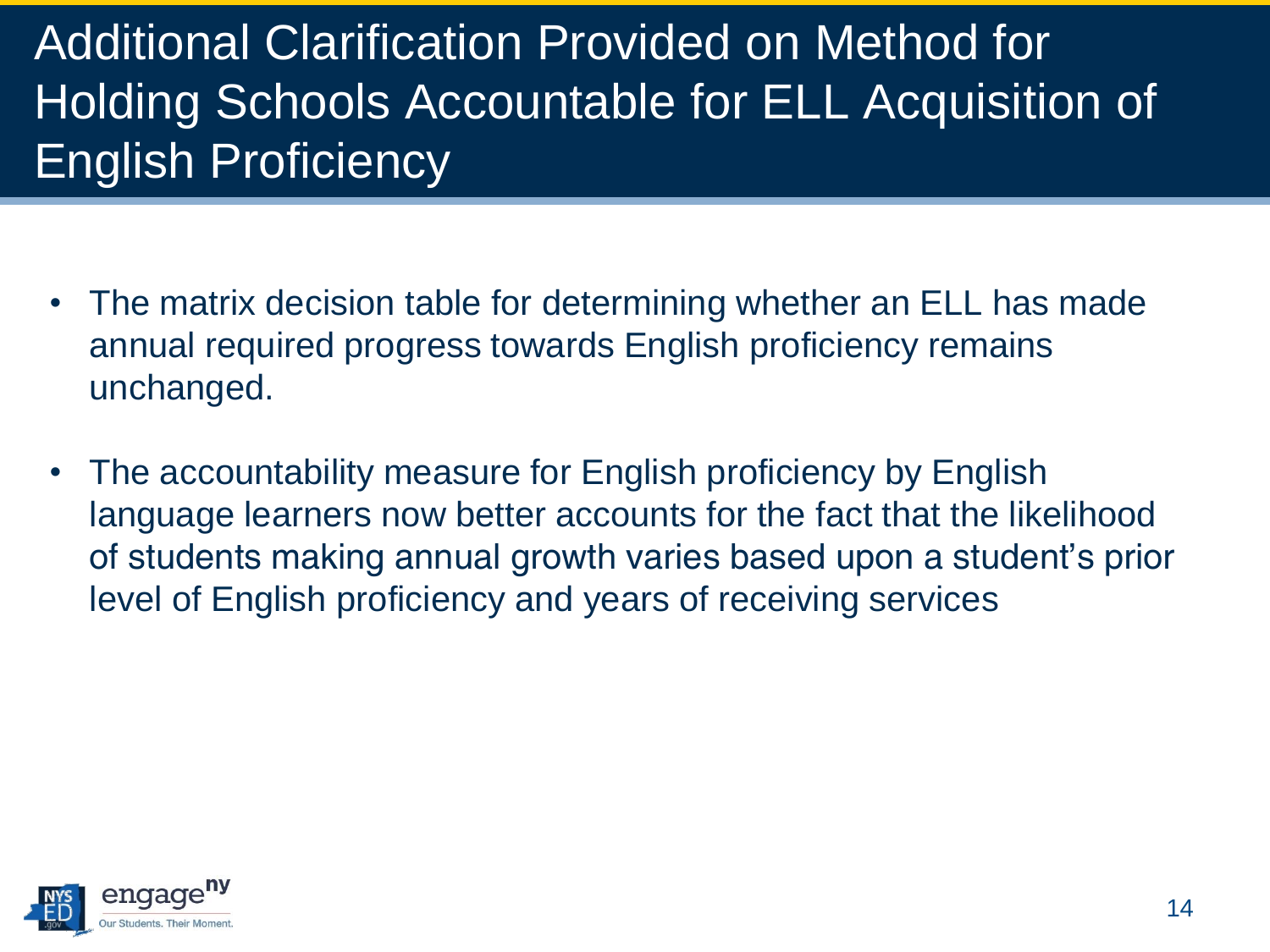# Additional Clarification Provided on Method for Holding Schools Accountable for ELL Acquisition of English Proficiency

- The matrix decision table for determining whether an ELL has made annual required progress towards English proficiency remains unchanged.
- The accountability measure for English proficiency by English language learners now better accounts for the fact that the likelihood of students making annual growth varies based upon a student's prior level of English proficiency and years of receiving services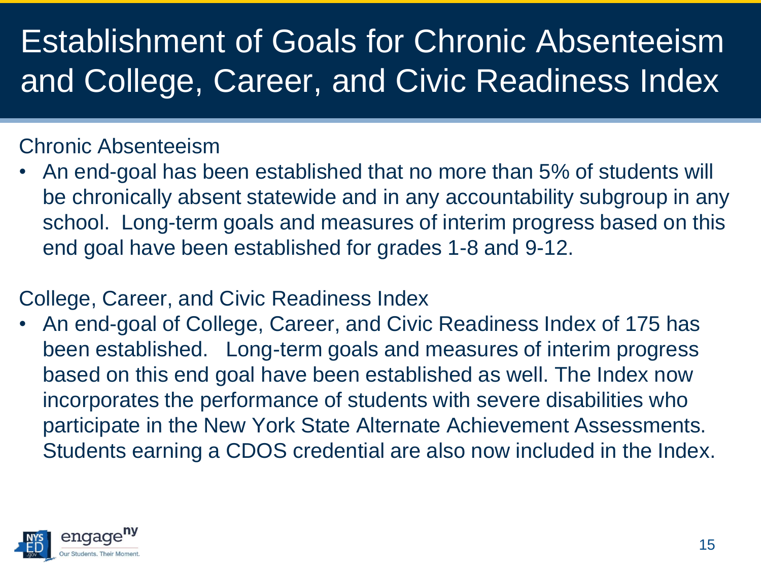# Establishment of Goals for Chronic Absenteeism and College, Career, and Civic Readiness Index

Chronic Absenteeism

- An end-goal has been established that no more than 5% of students will be chronically absent statewide and in any accountability subgroup in any school. Long-term goals and measures of interim progress based on this end goal have been established for grades 1-8 and 9-12.

College, Career, and Civic Readiness Index

- An end-goal of College, Career, and Civic Readiness Index of 175 has been established. Long-term goals and measures of interim progress based on this end goal have been established as well. The Index now incorporates the performance of students with severe disabilities who participate in the New York State Alternate Achievement Assessments. Students earning a CDOS credential are also now included in the Index.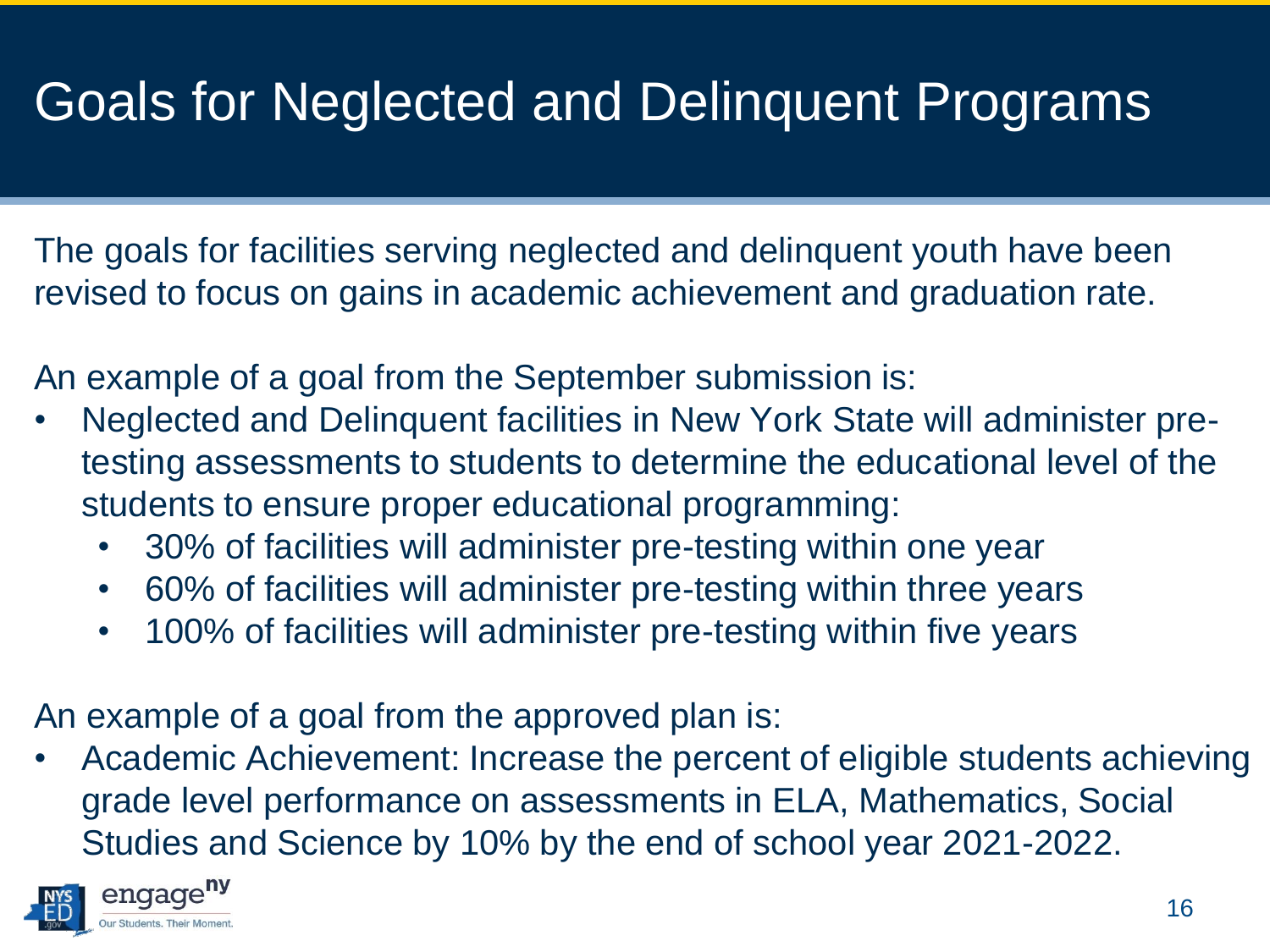# Goals for Neglected and Delinquent Programs

The goals for facilities serving neglected and delinquent youth have been revised to focus on gains in academic achievement and graduation rate.

An example of a goal from the September submission is:

- Neglected and Delinquent facilities in New York State will administer pre-testing assessments to students to determine the educational level of the students to ensure proper educational programming:
  - 30% of facilities will administer pre-testing within one year
  - 60% of facilities will administer pre-testing within three years
  - 100% of facilities will administer pre-testing within five years

An example of a goal from the approved plan is:

- Academic Achievement: Increase the percent of eligible students achieving grade level performance on assessments in ELA, Mathematics, Social Studies and Science by 10% by the end of school year 2021-2022.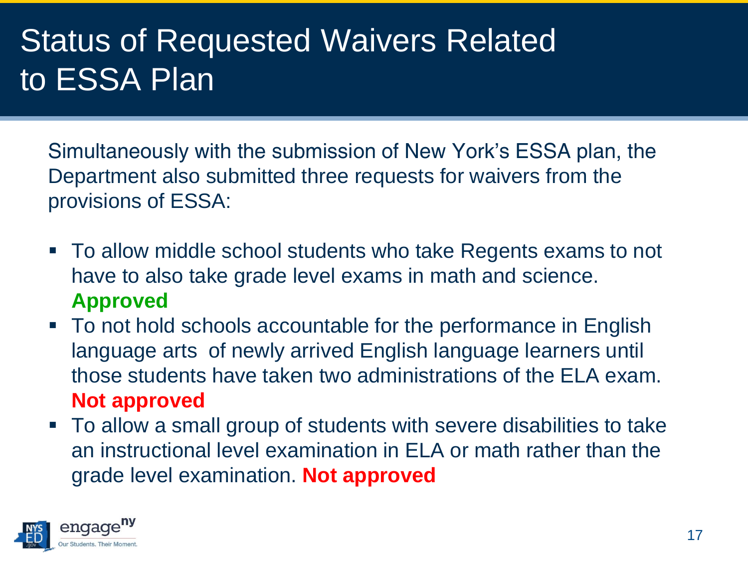# Status of Requested Waivers Related to ESSA Plan

Simultaneously with the submission of New York's ESSA plan, the Department also submitted three requests for waivers from the provisions of ESSA:

- To allow middle school students who take Regents exams to not have to also take grade level exams in math and science. **Approved**
- To not hold schools accountable for the performance in English language arts of newly arrived English language learners until those students have taken two administrations of the ELA exam. **Not approved**
- To allow a small group of students with severe disabilities to take an instructional level examination in ELA or math rather than the grade level examination. **Not approved**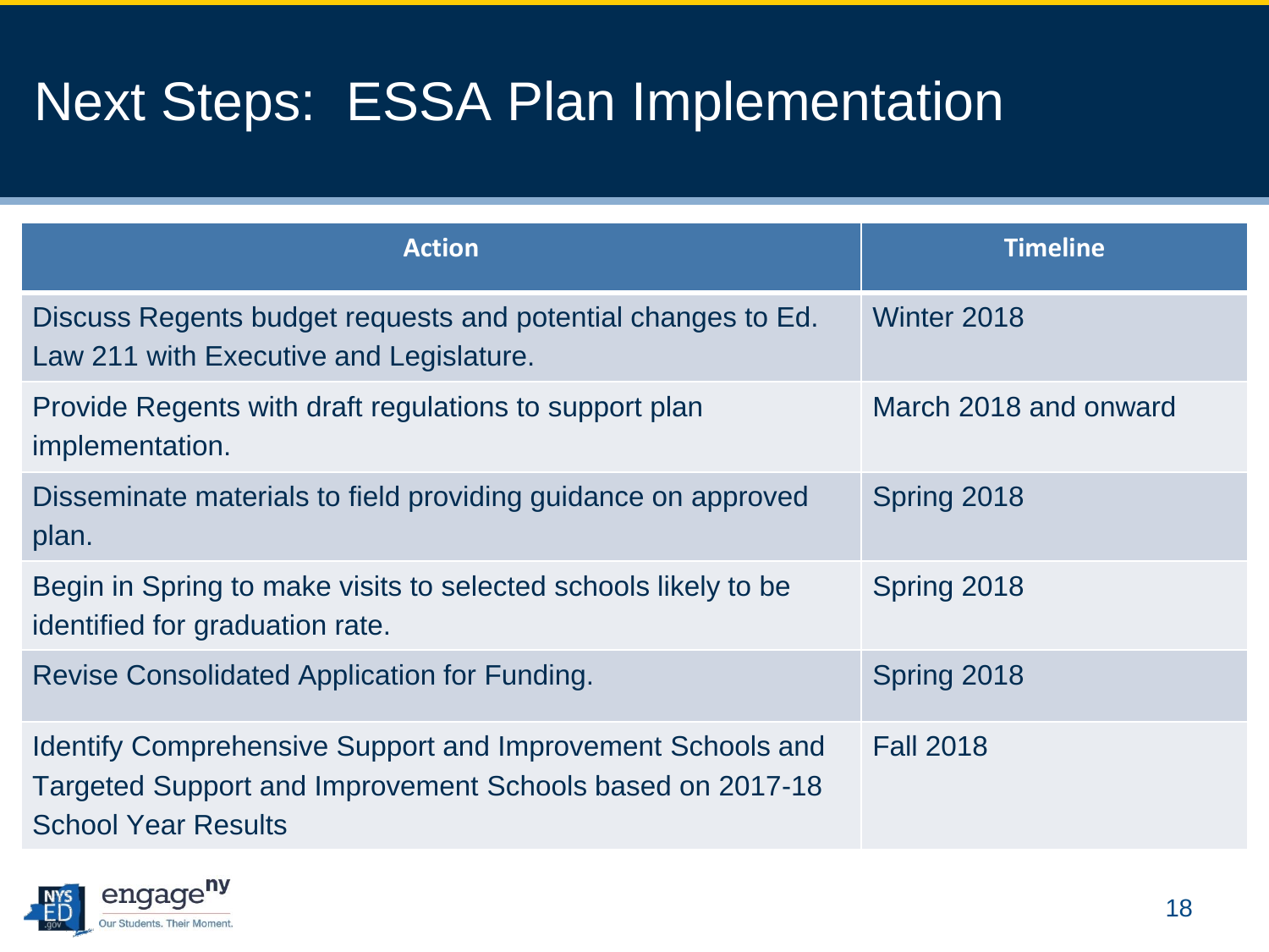# Next Steps: ESSA Plan Implementation

| Action | Timeline |
|---|---|
| Discuss Regents budget requests and potential changes to Ed. Law 211 with Executive and Legislature. | Winter 2018 |
| Provide Regents with draft regulations to support plan implementation. | March 2018 and onward |
| Disseminate materials to field providing guidance on approved plan. | Spring 2018 |
| Begin in Spring to make visits to selected schools likely to be identified for graduation rate. | Spring 2018 |
| Revise Consolidated Application for Funding. | Spring 2018 |
| Identify Comprehensive Support and Improvement Schools and Targeted Support and Improvement Schools based on 2017-18 School Year Results | Fall 2018 |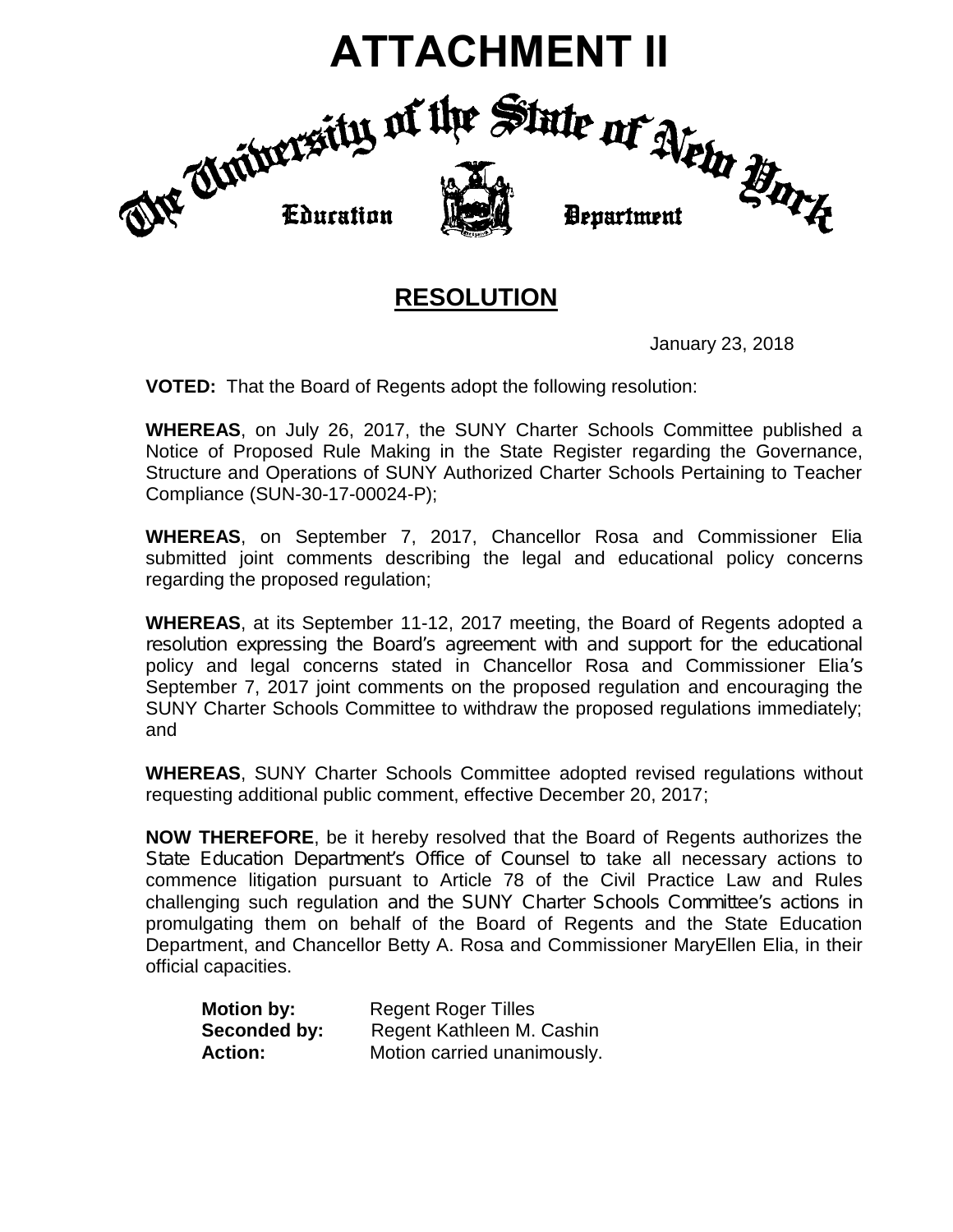# ATTACHMENT II

The University of the State of New York

Education Department

## RESOLUTION

January 23, 2018

**VOTED:** That the Board of Regents adopt the following resolution:

**WHEREAS**, on July 26, 2017, the SUNY Charter Schools Committee published a Notice of Proposed Rule Making in the State Register regarding the Governance, Structure and Operations of SUNY Authorized Charter Schools Pertaining to Teacher Compliance (SUN-30-17-00024-P);

**WHEREAS**, on September 7, 2017, Chancellor Rosa and Commissioner Elia submitted joint comments describing the legal and educational policy concerns regarding the proposed regulation;

**WHEREAS**, at its September 11-12, 2017 meeting, the Board of Regents adopted a resolution expressing the Board's agreement with and support for the educational policy and legal concerns stated in Chancellor Rosa and Commissioner Elia's September 7, 2017 joint comments on the proposed regulation and encouraging the SUNY Charter Schools Committee to withdraw the proposed regulations immediately; and

**WHEREAS**, SUNY Charter Schools Committee adopted revised regulations without requesting additional public comment, effective December 20, 2017;

**NOW THEREFORE**, be it hereby resolved that the Board of Regents authorizes the State Education Department's Office of Counsel to take all necessary actions to commence litigation pursuant to Article 78 of the Civil Practice Law and Rules challenging such regulation and the SUNY Charter Schools Committee's actions in promulgating them on behalf of the Board of Regents and the State Education Department, and Chancellor Betty A. Rosa and Commissioner MaryEllen Elia, in their official capacities.

**Motion by:** Regent Roger Tilles
**Seconded by:** Regent Kathleen M. Cashin
**Action:** Motion carried unanimously.